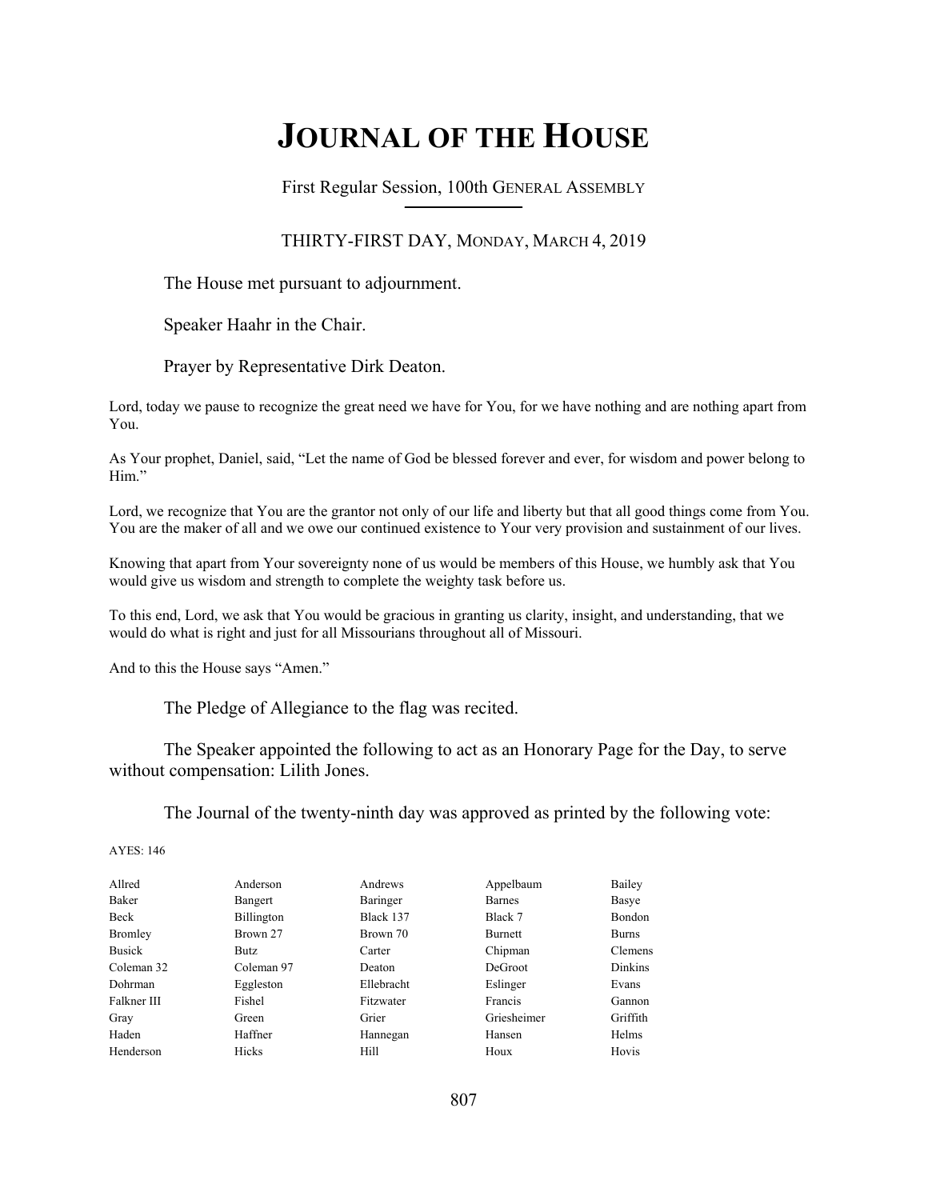# JOURNAL OF THE HOUSE

First Regular Session, 100th GENERAL ASSEMBLY

THIRTY-FIRST DAY, MONDAY, MARCH 4, 2019

The House met pursuant to adjournment.

Speaker Haahr in the Chair.

Prayer by Representative Dirk Deaton.

Lord, today we pause to recognize the great need we have for You, for we have nothing and are nothing apart from You.

As Your prophet, Daniel, said, "Let the name of God be blessed forever and ever, for wisdom and power belong to Him."

Lord, we recognize that You are the grantor not only of our life and liberty but that all good things come from You. You are the maker of all and we owe our continued existence to Your very provision and sustainment of our lives.

Knowing that apart from Your sovereignty none of us would be members of this House, we humbly ask that You would give us wisdom and strength to complete the weighty task before us.

To this end, Lord, we ask that You would be gracious in granting us clarity, insight, and understanding, that we would do what is right and just for all Missourians throughout all of Missouri.

And to this the House says "Amen."

The Pledge of Allegiance to the flag was recited.

The Speaker appointed the following to act as an Honorary Page for the Day, to serve without compensation: Lilith Jones.

The Journal of the twenty-ninth day was approved as printed by the following vote:

AYES: 146

| | | | | |
|---|---|---|---|---|
| Allred | Anderson | Andrews | Appelbaum | Bailey |
| Baker | Bangert | Baringer | Barnes | Basye |
| Beck | Billington | Black 137 | Black 7 | Bondon |
| Bromley | Brown 27 | Brown 70 | Burnett | Burns |
| Busick | Butz | Carter | Chipman | Clemens |
| Coleman 32 | Coleman 97 | Deaton | DeGroot | Dinkins |
| Dohrman | Eggleston | Ellebracht | Eslinger | Evans |
| Falkner III | Fishel | Fitzwater | Francis | Gannon |
| Gray | Green | Grier | Griesheimer | Griffith |
| Haden | Haffner | Hannegan | Hansen | Helms |
| Henderson | Hicks | Hill | Houx | Hovis |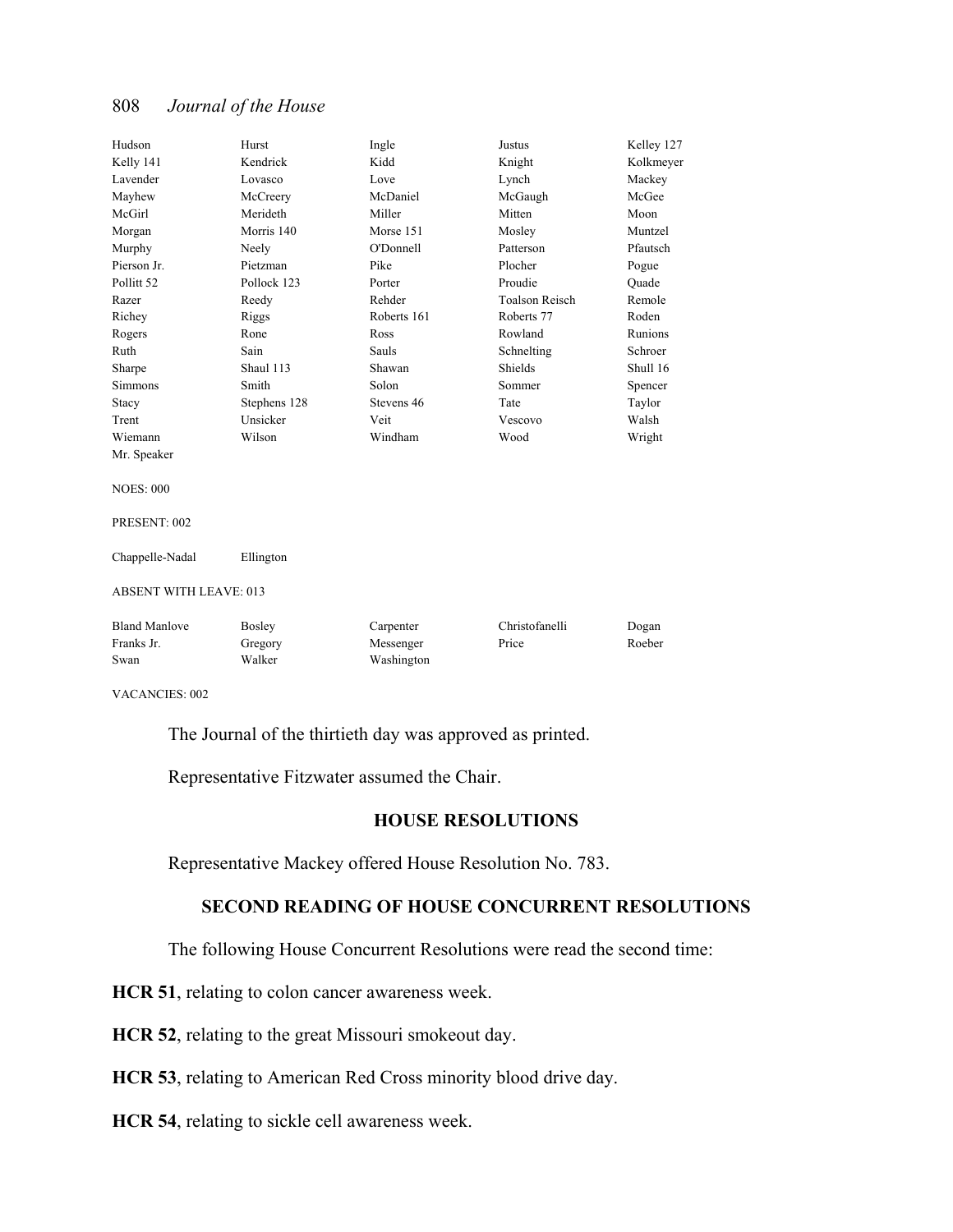| | | | | |
|---|---|---|---|---|
| Hudson | Hurst | Ingle | Justus | Kelley 127 |
| Kelly 141 | Kendrick | Kidd | Knight | Kolkmeyer |
| Lavender | Lovasco | Love | Lynch | Mackey |
| Mayhew | McCreery | McDaniel | McGaugh | McGee |
| McGirl | Merideth | Miller | Mitten | Moon |
| Morgan | Morris 140 | Morse 151 | Mosley | Muntzel |
| Murphy | Neely | O'Donnell | Patterson | Pfautsch |
| Pierson Jr. | Pietzman | Pike | Plocher | Pogue |
| Pollitt 52 | Pollock 123 | Porter | Proudie | Quade |
| Razer | Reedy | Rehder | Toalson Reisch | Remole |
| Richey | Riggs | Roberts 161 | Roberts 77 | Roden |
| Rogers | Rone | Ross | Rowland | Runions |
| Ruth | Sain | Sauls | Schnelting | Schroer |
| Sharpe | Shaul 113 | Shawan | Shields | Shull 16 |
| Simmons | Smith | Solon | Sommer | Spencer |
| Stacy | Stephens 128 | Stevens 46 | Tate | Taylor |
| Trent | Unsicker | Veit | Vescovo | Walsh |
| Wiemann | Wilson | Windham | Wood | Wright |
| Mr. Speaker | | | | |

NOES: 000

PRESENT: 002

| | |
|---|---|
| Chappelle-Nadal | Ellington |

ABSENT WITH LEAVE: 013

| | | | | |
|---|---|---|---|---|
| Bland Manlove | Bosley | Carpenter | Christofanelli | Dogan |
| Franks Jr. | Gregory | Messenger | Price | Roeber |
| Swan | Walker | Washington | | |

VACANCIES: 002

The Journal of the thirtieth day was approved as printed.

Representative Fitzwater assumed the Chair.

## HOUSE RESOLUTIONS

Representative Mackey offered House Resolution No. 783.

## SECOND READING OF HOUSE CONCURRENT RESOLUTIONS

The following House Concurrent Resolutions were read the second time:

**HCR 51**, relating to colon cancer awareness week.

**HCR 52**, relating to the great Missouri smokeout day.

**HCR 53**, relating to American Red Cross minority blood drive day.

**HCR 54**, relating to sickle cell awareness week.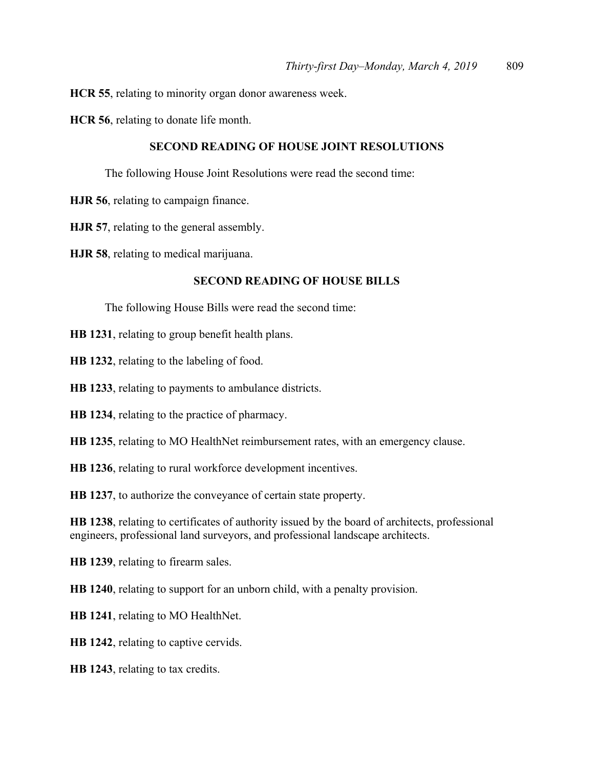**HCR 55**, relating to minority organ donor awareness week.

**HCR 56**, relating to donate life month.

## SECOND READING OF HOUSE JOINT RESOLUTIONS

The following House Joint Resolutions were read the second time:

**HJR 56**, relating to campaign finance.

**HJR 57**, relating to the general assembly.

**HJR 58**, relating to medical marijuana.

## SECOND READING OF HOUSE BILLS

The following House Bills were read the second time:

**HB 1231**, relating to group benefit health plans.

**HB 1232**, relating to the labeling of food.

**HB 1233**, relating to payments to ambulance districts.

**HB 1234**, relating to the practice of pharmacy.

**HB 1235**, relating to MO HealthNet reimbursement rates, with an emergency clause.

**HB 1236**, relating to rural workforce development incentives.

**HB 1237**, to authorize the conveyance of certain state property.

**HB 1238**, relating to certificates of authority issued by the board of architects, professional engineers, professional land surveyors, and professional landscape architects.

**HB 1239**, relating to firearm sales.

**HB 1240**, relating to support for an unborn child, with a penalty provision.

**HB 1241**, relating to MO HealthNet.

**HB 1242**, relating to captive cervids.

**HB 1243**, relating to tax credits.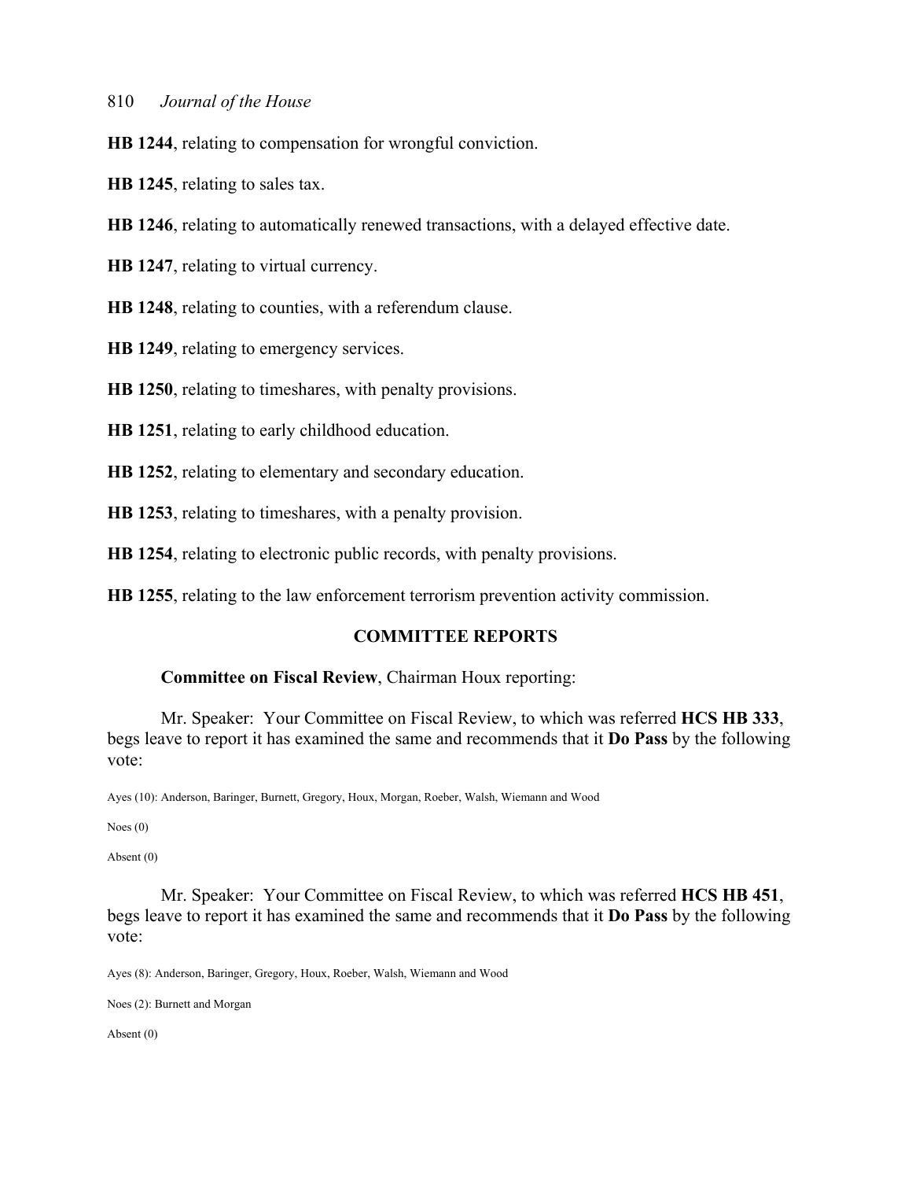**HB 1244**, relating to compensation for wrongful conviction.

**HB 1245**, relating to sales tax.

**HB 1246**, relating to automatically renewed transactions, with a delayed effective date.

**HB 1247**, relating to virtual currency.

**HB 1248**, relating to counties, with a referendum clause.

**HB 1249**, relating to emergency services.

**HB 1250**, relating to timeshares, with penalty provisions.

**HB 1251**, relating to early childhood education.

**HB 1252**, relating to elementary and secondary education.

**HB 1253**, relating to timeshares, with a penalty provision.

**HB 1254**, relating to electronic public records, with penalty provisions.

**HB 1255**, relating to the law enforcement terrorism prevention activity commission.

## COMMITTEE REPORTS

**Committee on Fiscal Review**, Chairman Houx reporting:

Mr. Speaker: Your Committee on Fiscal Review, to which was referred **HCS HB 333**, begs leave to report it has examined the same and recommends that it **Do Pass** by the following vote:

Ayes (10): Anderson, Baringer, Burnett, Gregory, Houx, Morgan, Roeber, Walsh, Wiemann and Wood

Noes (0)

Absent (0)

Mr. Speaker: Your Committee on Fiscal Review, to which was referred **HCS HB 451**, begs leave to report it has examined the same and recommends that it **Do Pass** by the following vote:

Ayes (8): Anderson, Baringer, Gregory, Houx, Roeber, Walsh, Wiemann and Wood

Noes (2): Burnett and Morgan

Absent (0)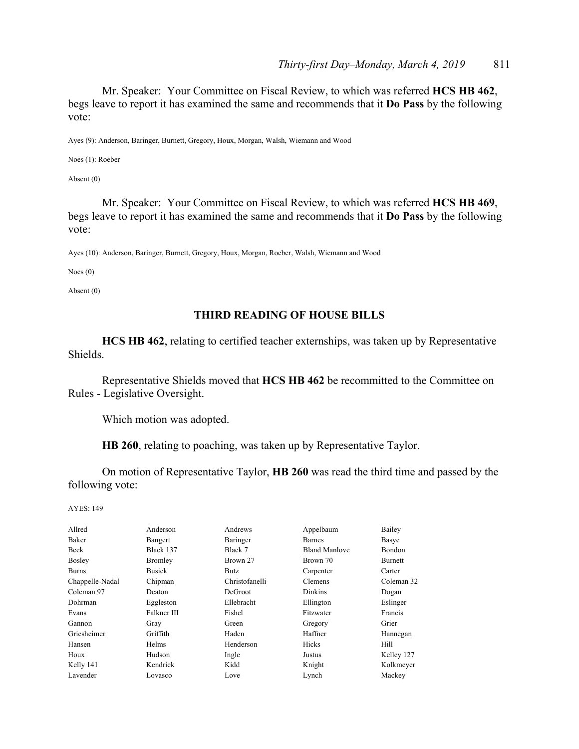Mr. Speaker: Your Committee on Fiscal Review, to which was referred **HCS HB 462**, begs leave to report it has examined the same and recommends that it **Do Pass** by the following vote:

Ayes (9): Anderson, Baringer, Burnett, Gregory, Houx, Morgan, Walsh, Wiemann and Wood

Noes (1): Roeber

Absent (0)

Mr. Speaker: Your Committee on Fiscal Review, to which was referred **HCS HB 469**, begs leave to report it has examined the same and recommends that it **Do Pass** by the following vote:

Ayes (10): Anderson, Baringer, Burnett, Gregory, Houx, Morgan, Roeber, Walsh, Wiemann and Wood

Noes (0)

Absent (0)

## THIRD READING OF HOUSE BILLS

**HCS HB 462**, relating to certified teacher externships, was taken up by Representative Shields.

Representative Shields moved that **HCS HB 462** be recommitted to the Committee on Rules - Legislative Oversight.

Which motion was adopted.

**HB 260**, relating to poaching, was taken up by Representative Taylor.

On motion of Representative Taylor, **HB 260** was read the third time and passed by the following vote:

AYES: 149

| | | | | |
|---|---|---|---|---|
| Allred | Anderson | Andrews | Appelbaum | Bailey |
| Baker | Bangert | Baringer | Barnes | Basye |
| Beck | Black 137 | Black 7 | Bland Manlove | Bondon |
| Bosley | Bromley | Brown 27 | Brown 70 | Burnett |
| Burns | Busick | Butz | Carpenter | Carter |
| Chappelle-Nadal | Chipman | Christofanelli | Clemens | Coleman 32 |
| Coleman 97 | Deaton | DeGroot | Dinkins | Dogan |
| Dohrman | Eggleston | Ellebracht | Ellington | Eslinger |
| Evans | Falkner III | Fishel | Fitzwater | Francis |
| Gannon | Gray | Green | Gregory | Grier |
| Griesheimer | Griffith | Haden | Haffner | Hannegan |
| Hansen | Helms | Henderson | Hicks | Hill |
| Houx | Hudson | Ingle | Justus | Kelley 127 |
| Kelly 141 | Kendrick | Kidd | Knight | Kolkmeyer |
| Lavender | Lovasco | Love | Lynch | Mackey |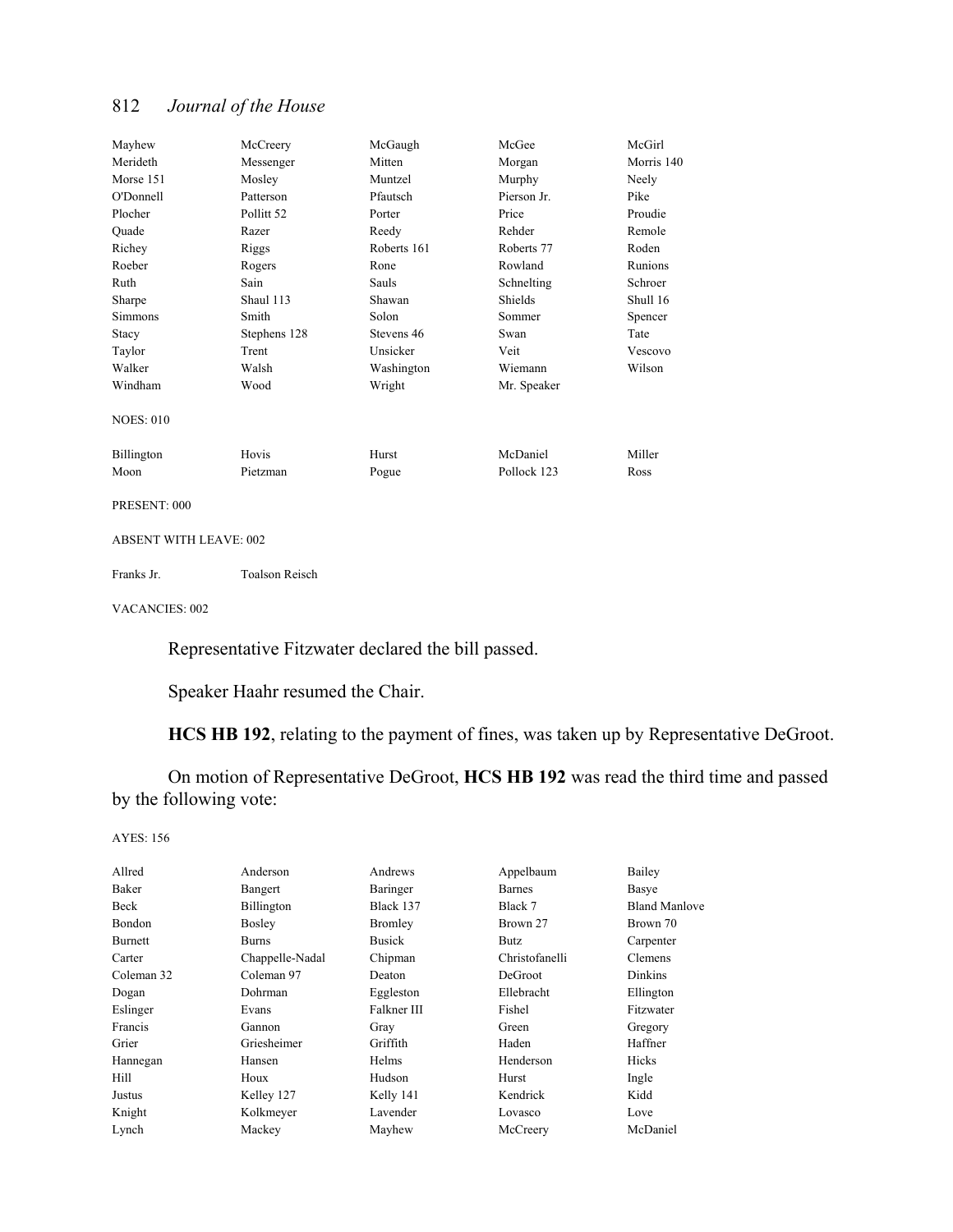| | | | | |
|---|---|---|---|---|
| Mayhew | McCreery | McGaugh | McGee | McGirl |
| Merideth | Messenger | Mitten | Morgan | Morris 140 |
| Morse 151 | Mosley | Muntzel | Murphy | Neely |
| O'Donnell | Patterson | Pfautsch | Pierson Jr. | Pike |
| Plocher | Pollitt 52 | Porter | Price | Proudie |
| Quade | Razer | Reedy | Rehder | Remole |
| Richey | Riggs | Roberts 161 | Roberts 77 | Roden |
| Roeber | Rogers | Rone | Rowland | Runions |
| Ruth | Sain | Sauls | Schnelting | Schroer |
| Sharpe | Shaul 113 | Shawan | Shields | Shull 16 |
| Simmons | Smith | Solon | Sommer | Spencer |
| Stacy | Stephens 128 | Stevens 46 | Swan | Tate |
| Taylor | Trent | Unsicker | Veit | Vescovo |
| Walker | Walsh | Washington | Wiemann | Wilson |
| Windham | Wood | Wright | Mr. Speaker | |

NOES: 010

| | | | | |
|---|---|---|---|---|
| Billington | Hovis | Hurst | McDaniel | Miller |
| Moon | Pietzman | Pogue | Pollock 123 | Ross |

PRESENT: 000

ABSENT WITH LEAVE: 002

| | |
|---|---|
| Franks Jr. | Toalson Reisch |

VACANCIES: 002

Representative Fitzwater declared the bill passed.

Speaker Haahr resumed the Chair.

**HCS HB 192**, relating to the payment of fines, was taken up by Representative DeGroot.

On motion of Representative DeGroot, **HCS HB 192** was read the third time and passed by the following vote:

AYES: 156

| | | | | |
|---|---|---|---|---|
| Allred | Anderson | Andrews | Appelbaum | Bailey |
| Baker | Bangert | Baringer | Barnes | Basye |
| Beck | Billington | Black 137 | Black 7 | Bland Manlove |
| Bondon | Bosley | Bromley | Brown 27 | Brown 70 |
| Burnett | Burns | Busick | Butz | Carpenter |
| Carter | Chappelle-Nadal | Chipman | Christofanelli | Clemens |
| Coleman 32 | Coleman 97 | Deaton | DeGroot | Dinkins |
| Dogan | Dohrman | Eggleston | Ellebracht | Ellington |
| Eslinger | Evans | Falkner III | Fishel | Fitzwater |
| Francis | Gannon | Gray | Green | Gregory |
| Grier | Griesheimer | Griffith | Haden | Haffner |
| Hannegan | Hansen | Helms | Henderson | Hicks |
| Hill | Houx | Hudson | Hurst | Ingle |
| Justus | Kelley 127 | Kelly 141 | Kendrick | Kidd |
| Knight | Kolkmeyer | Lavender | Lovasco | Love |
| Lynch | Mackey | Mayhew | McCreery | McDaniel |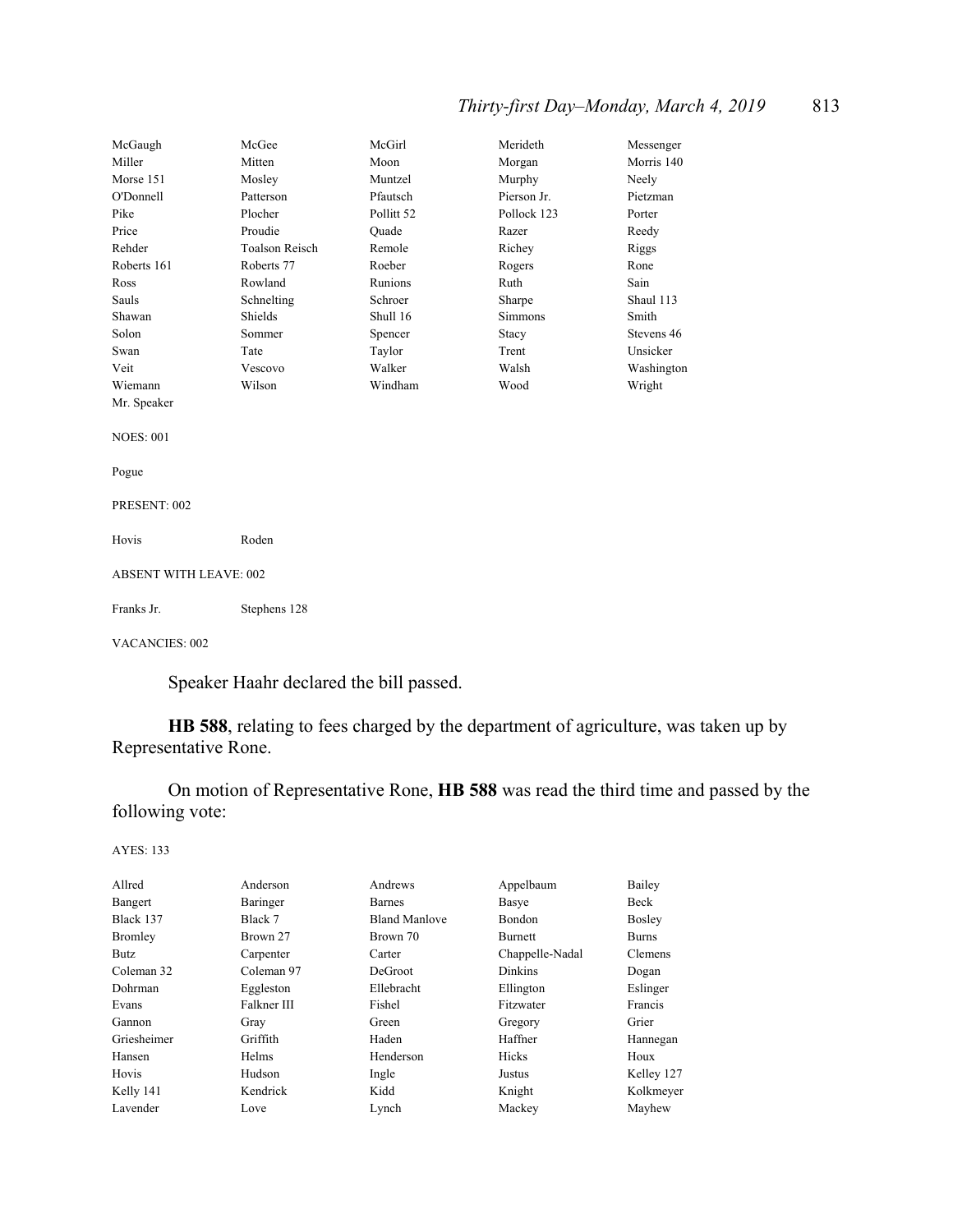| | | | | |
|---|---|---|---|---|
| McGaugh | McGee | McGirl | Merideth | Messenger |
| Miller | Mitten | Moon | Morgan | Morris 140 |
| Morse 151 | Mosley | Muntzel | Murphy | Neely |
| O'Donnell | Patterson | Pfautsch | Pierson Jr. | Pietzman |
| Pike | Plocher | Pollitt 52 | Pollock 123 | Porter |
| Price | Proudie | Quade | Razer | Reedy |
| Rehder | Toalson Reisch | Remole | Richey | Riggs |
| Roberts 161 | Roberts 77 | Roeber | Rogers | Rone |
| Ross | Rowland | Runions | Ruth | Sain |
| Sauls | Schnelting | Schroer | Sharpe | Shaul 113 |
| Shawan | Shields | Shull 16 | Simmons | Smith |
| Solon | Sommer | Spencer | Stacy | Stevens 46 |
| Swan | Tate | Taylor | Trent | Unsicker |
| Veit | Vescovo | Walker | Walsh | Washington |
| Wiemann | Wilson | Windham | Wood | Wright |
| Mr. Speaker | | | | |

NOES: 001

Pogue

PRESENT: 002

| | |
|---|---|
| Hovis | Roden |

ABSENT WITH LEAVE: 002

| | |
|---|---|
| Franks Jr. | Stephens 128 |

VACANCIES: 002

Speaker Haahr declared the bill passed.

**HB 588**, relating to fees charged by the department of agriculture, was taken up by Representative Rone.

On motion of Representative Rone, **HB 588** was read the third time and passed by the following vote:

AYES: 133

| | | | | |
|---|---|---|---|---|
| Allred | Anderson | Andrews | Appelbaum | Bailey |
| Bangert | Baringer | Barnes | Basye | Beck |
| Black 137 | Black 7 | Bland Manlove | Bondon | Bosley |
| Bromley | Brown 27 | Brown 70 | Burnett | Burns |
| Butz | Carpenter | Carter | Chappelle-Nadal | Clemens |
| Coleman 32 | Coleman 97 | DeGroot | Dinkins | Dogan |
| Dohrman | Eggleston | Ellebracht | Ellington | Eslinger |
| Evans | Falkner III | Fishel | Fitzwater | Francis |
| Gannon | Gray | Green | Gregory | Grier |
| Griesheimer | Griffith | Haden | Haffner | Hannegan |
| Hansen | Helms | Henderson | Hicks | Houx |
| Hovis | Hudson | Ingle | Justus | Kelley 127 |
| Kelly 141 | Kendrick | Kidd | Knight | Kolkmeyer |
| Lavender | Love | Lynch | Mackey | Mayhew |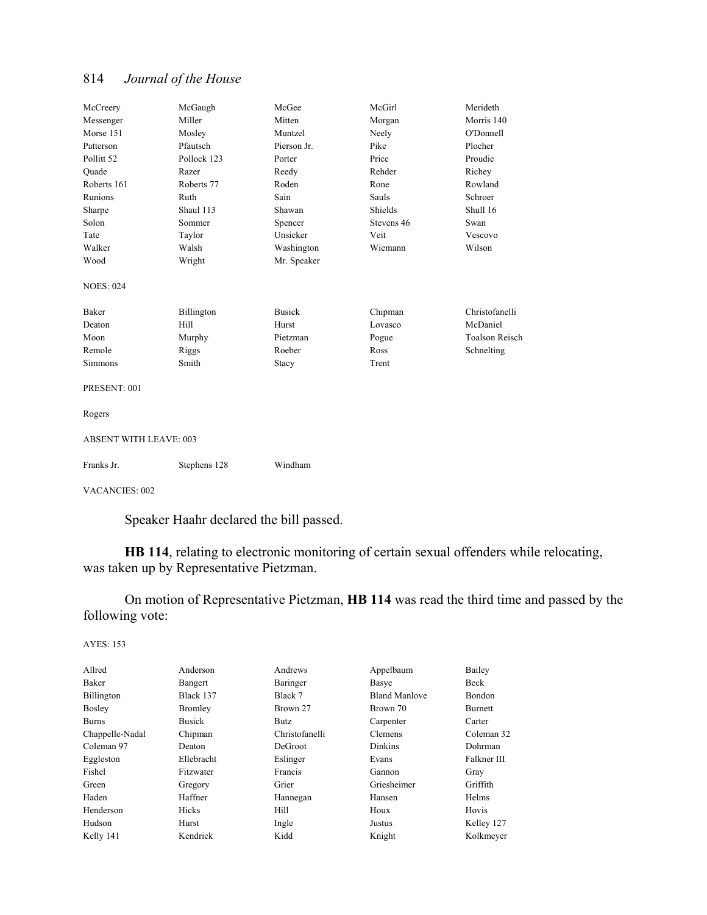| | | | | |
|---|---|---|---|---|
| McCreery | McGaugh | McGee | McGirl | Meridеth |
| Messenger | Miller | Mitten | Morgan | Morris 140 |
| Morse 151 | Mosley | Muntzel | Neely | O'Donnell |
| Patterson | Pfautsch | Pierson Jr. | Pike | Plocher |
| Pollitt 52 | Pollock 123 | Porter | Price | Proudie |
| Quade | Razer | Reedy | Rehder | Richey |
| Roberts 161 | Roberts 77 | Roden | Rone | Rowland |
| Runions | Ruth | Sain | Sauls | Schroer |
| Sharpe | Shaul 113 | Shawan | Shields | Shull 16 |
| Solon | Sommer | Spencer | Stevens 46 | Swan |
| Tate | Taylor | Unsicker | Veit | Vescovo |
| Walker | Walsh | Washington | Wiemann | Wilson |
| Wood | Wright | Mr. Speaker | | |

NOES: 024

| | | | | |
|---|---|---|---|---|
| Baker | Billington | Busick | Chipman | Christofanelli |
| Deaton | Hill | Hurst | Lovasco | McDaniel |
| Moon | Murphy | Pietzman | Pogue | Toalson Reisch |
| Remole | Riggs | Roeber | Ross | Schnelting |
| Simmons | Smith | Stacy | Trent | |

PRESENT: 001

Rogers

ABSENT WITH LEAVE: 003

| | | |
|---|---|---|
| Franks Jr. | Stephens 128 | Windham |

VACANCIES: 002

Speaker Haahr declared the bill passed.

**HB 114**, relating to electronic monitoring of certain sexual offenders while relocating, was taken up by Representative Pietzman.

On motion of Representative Pietzman, **HB 114** was read the third time and passed by the following vote:

AYES: 153

| | | | | |
|---|---|---|---|---|
| Allred | Anderson | Andrews | Appelbaum | Bailey |
| Baker | Bangert | Baringer | Basye | Beck |
| Billington | Black 137 | Black 7 | Bland Manlove | Bondon |
| Bosley | Bromley | Brown 27 | Brown 70 | Burnett |
| Burns | Busick | Butz | Carpenter | Carter |
| Chappelle-Nadal | Chipman | Christofanelli | Clemens | Coleman 32 |
| Coleman 97 | Deaton | DeGroot | Dinkins | Dohrman |
| Eggleston | Ellebracht | Eslinger | Evans | Falkner III |
| Fishel | Fitzwater | Francis | Gannon | Gray |
| Green | Gregory | Grier | Griesheimer | Griffith |
| Haden | Haffner | Hannegan | Hansen | Helms |
| Henderson | Hicks | Hill | Houx | Hovis |
| Hudson | Hurst | Ingle | Justus | Kelley 127 |
| Kelly 141 | Kendrick | Kidd | Knight | Kolkmeyer |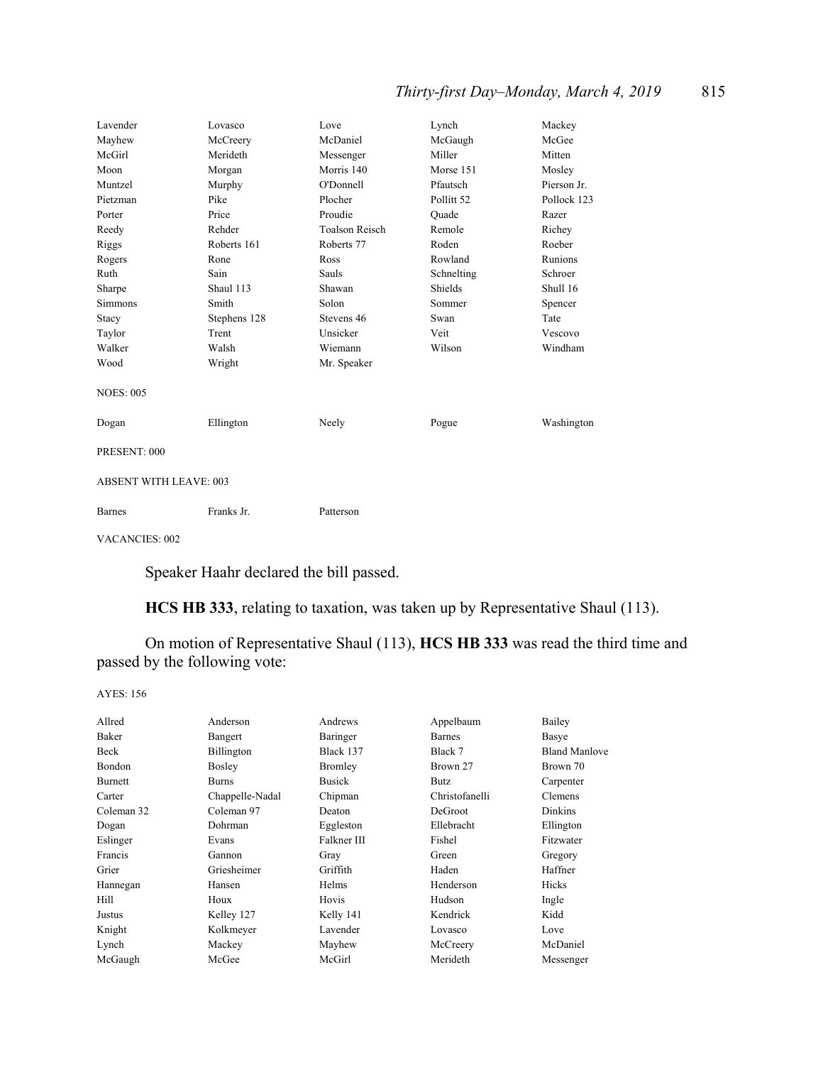| | | | | |
|---|---|---|---|---|
| Lavender | Lovasco | Love | Lynch | Mackey |
| Mayhew | McCreery | McDaniel | McGaugh | McGee |
| McGirl | Merideth | Messenger | Miller | Mitten |
| Moon | Morgan | Morris 140 | Morse 151 | Mosley |
| Muntzel | Murphy | O'Donnell | Pfautsch | Pierson Jr. |
| Pietzman | Pike | Plocher | Pollitt 52 | Pollock 123 |
| Porter | Price | Proudie | Quade | Razer |
| Reedy | Rehder | Toalson Reisch | Remole | Richey |
| Riggs | Roberts 161 | Roberts 77 | Roden | Roeber |
| Rogers | Rone | Ross | Rowland | Runions |
| Ruth | Sain | Sauls | Schnelting | Schroer |
| Sharpe | Shaul 113 | Shawan | Shields | Shull 16 |
| Simmons | Smith | Solon | Sommer | Spencer |
| Stacy | Stephens 128 | Stevens 46 | Swan | Tate |
| Taylor | Trent | Unsicker | Veit | Vescovo |
| Walker | Walsh | Wiemann | Wilson | Windham |
| Wood | Wright | Mr. Speaker | | |

NOES: 005

| | | | | |
|---|---|---|---|---|
| Dogan | Ellington | Neely | Pogue | Washington |

PRESENT: 000

ABSENT WITH LEAVE: 003

| | | |
|---|---|---|
| Barnes | Franks Jr. | Patterson |

VACANCIES: 002

Speaker Haahr declared the bill passed.

**HCS HB 333**, relating to taxation, was taken up by Representative Shaul (113).

On motion of Representative Shaul (113), **HCS HB 333** was read the third time and passed by the following vote:

AYES: 156

| | | | | |
|---|---|---|---|---|
| Allred | Anderson | Andrews | Appelbaum | Bailey |
| Baker | Bangert | Baringer | Barnes | Basye |
| Beck | Billington | Black 137 | Black 7 | Bland Manlove |
| Bondon | Bosley | Bromley | Brown 27 | Brown 70 |
| Burnett | Burns | Busick | Butz | Carpenter |
| Carter | Chappelle-Nadal | Chipman | Christofanelli | Clemens |
| Coleman 32 | Coleman 97 | Deaton | DeGroot | Dinkins |
| Dogan | Dohrman | Eggleston | Ellebracht | Ellington |
| Eslinger | Evans | Falkner III | Fishel | Fitzwater |
| Francis | Gannon | Gray | Green | Gregory |
| Grier | Griesheimer | Griffith | Haden | Haffner |
| Hannegan | Hansen | Helms | Henderson | Hicks |
| Hill | Houx | Hovis | Hudson | Ingle |
| Justus | Kelley 127 | Kelly 141 | Kendrick | Kidd |
| Knight | Kolkmeyer | Lavender | Lovasco | Love |
| Lynch | Mackey | Mayhew | McCreery | McDaniel |
| McGaugh | McGee | McGirl | Merideth | Messenger |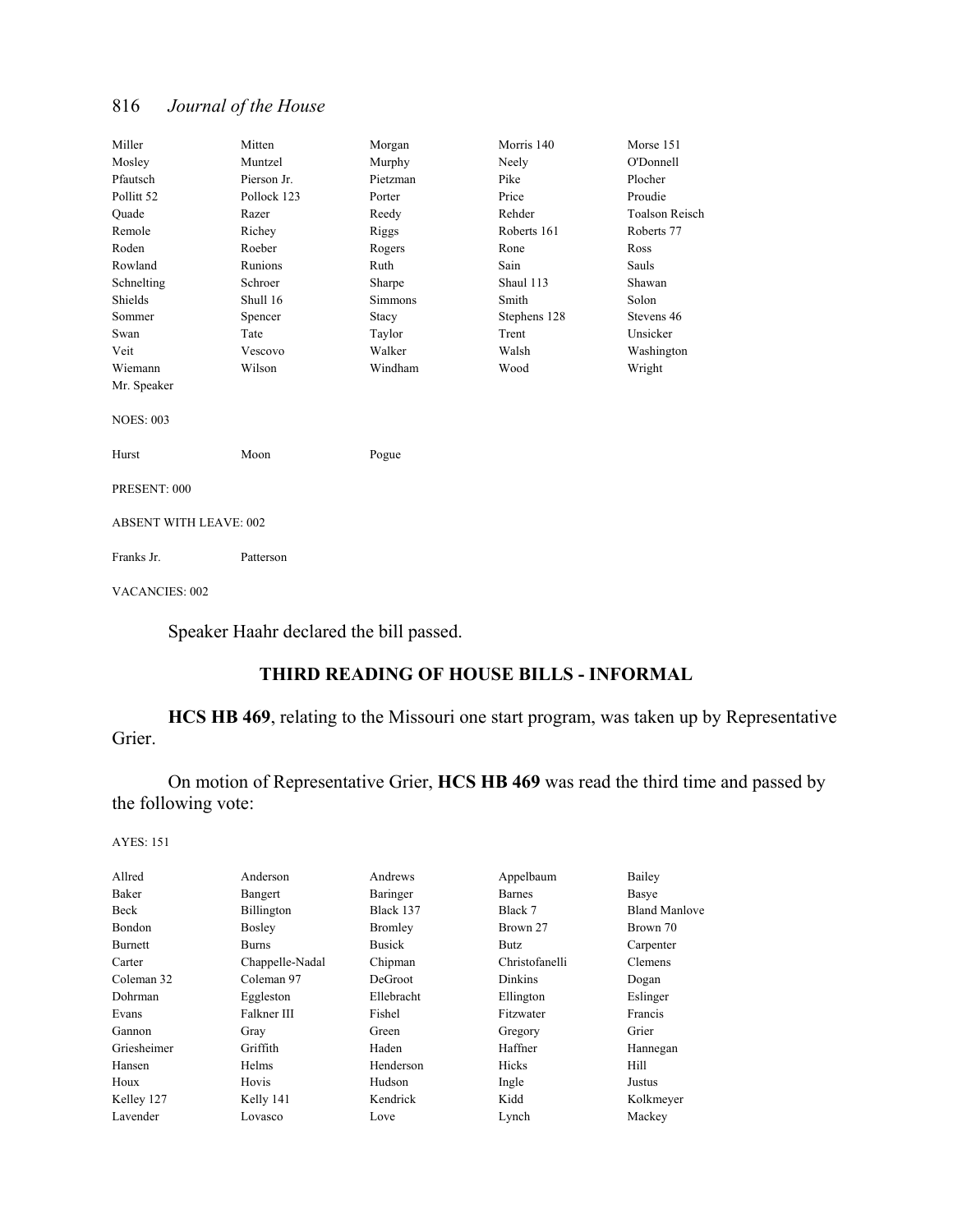| | | | | |
|---|---|---|---|---|
| Miller | Mitten | Morgan | Morris 140 | Morse 151 |
| Mosley | Muntzel | Murphy | Neely | O'Donnell |
| Pfautsch | Pierson Jr. | Pietzman | Pike | Plocher |
| Pollitt 52 | Pollock 123 | Porter | Price | Proudie |
| Quade | Razer | Reedy | Rehder | Toalson Reisch |
| Remole | Richey | Riggs | Roberts 161 | Roberts 77 |
| Roden | Roeber | Rogers | Rone | Ross |
| Rowland | Runions | Ruth | Sain | Sauls |
| Schnelting | Schroer | Sharpe | Shaul 113 | Shawan |
| Shields | Shull 16 | Simmons | Smith | Solon |
| Sommer | Spencer | Stacy | Stephens 128 | Stevens 46 |
| Swan | Tate | Taylor | Trent | Unsicker |
| Veit | Vescovo | Walker | Walsh | Washington |
| Wiemann | Wilson | Windham | Wood | Wright |
| Mr. Speaker | | | | |

NOES: 003

| | | |
|---|---|---|
| Hurst | Moon | Pogue |

PRESENT: 000

ABSENT WITH LEAVE: 002

| | |
|---|---|
| Franks Jr. | Patterson |

VACANCIES: 002

Speaker Haahr declared the bill passed.

## THIRD READING OF HOUSE BILLS - INFORMAL

**HCS HB 469**, relating to the Missouri one start program, was taken up by Representative Grier.

On motion of Representative Grier, **HCS HB 469** was read the third time and passed by the following vote:

AYES: 151

| | | | | |
|---|---|---|---|---|
| Allred | Anderson | Andrews | Appelbaum | Bailey |
| Baker | Bangert | Baringer | Barnes | Basye |
| Beck | Billington | Black 137 | Black 7 | Bland Manlove |
| Bondon | Bosley | Bromley | Brown 27 | Brown 70 |
| Burnett | Burns | Busick | Butz | Carpenter |
| Carter | Chappelle-Nadal | Chipman | Christofanelli | Clemens |
| Coleman 32 | Coleman 97 | DeGroot | Dinkins | Dogan |
| Dohrman | Eggleston | Ellebracht | Ellington | Eslinger |
| Evans | Falkner III | Fishel | Fitzwater | Francis |
| Gannon | Gray | Green | Gregory | Grier |
| Griesheimer | Griffith | Haden | Haffner | Hannegan |
| Hansen | Helms | Henderson | Hicks | Hill |
| Houx | Hovis | Hudson | Ingle | Justus |
| Kelley 127 | Kelly 141 | Kendrick | Kidd | Kolkmeyer |
| Lavender | Lovasco | Love | Lynch | Mackey |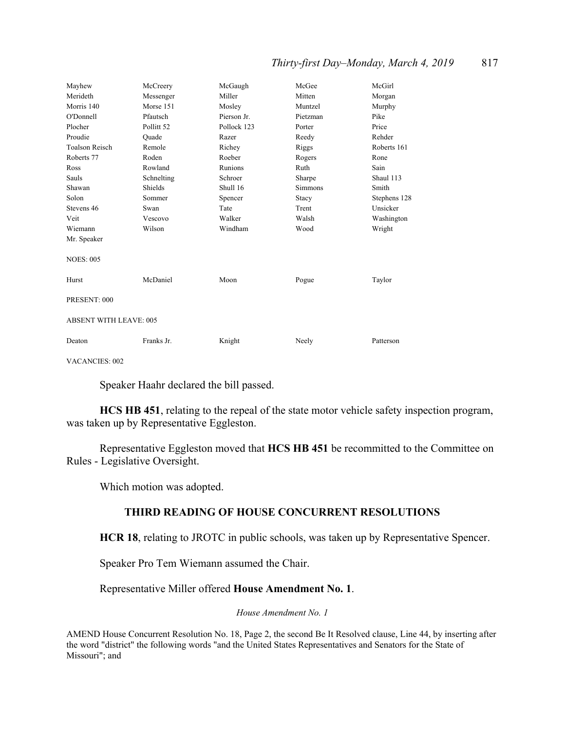| | | | | |
|---|---|---|---|---|
| Mayhew | McCreery | McGaugh | McGee | McGirl |
| Merideth | Messenger | Miller | Mitten | Morgan |
| Morris 140 | Morse 151 | Mosley | Muntzel | Murphy |
| O'Donnell | Pfautsch | Pierson Jr. | Pietzman | Pike |
| Plocher | Pollitt 52 | Pollock 123 | Porter | Price |
| Proudie | Quade | Razer | Reedy | Rehder |
| Toalson Reisch | Remole | Richey | Riggs | Roberts 161 |
| Roberts 77 | Roden | Roeber | Rogers | Rone |
| Ross | Rowland | Runions | Ruth | Sain |
| Sauls | Schnelting | Schroer | Sharpe | Shaul 113 |
| Shawan | Shields | Shull 16 | Simmons | Smith |
| Solon | Sommer | Spencer | Stacy | Stephens 128 |
| Stevens 46 | Swan | Tate | Trent | Unsicker |
| Veit | Vescovo | Walker | Walsh | Washington |
| Wiemann | Wilson | Windham | Wood | Wright |
| Mr. Speaker | | | | |

NOES: 005

| | | | | |
|---|---|---|---|---|
| Hurst | McDaniel | Moon | Pogue | Taylor |

PRESENT: 000

ABSENT WITH LEAVE: 005

| | | | | |
|---|---|---|---|---|
| Deaton | Franks Jr. | Knight | Neely | Patterson |

VACANCIES: 002

Speaker Haahr declared the bill passed.

**HCS HB 451**, relating to the repeal of the state motor vehicle safety inspection program, was taken up by Representative Eggleston.

Representative Eggleston moved that **HCS HB 451** be recommitted to the Committee on Rules - Legislative Oversight.

Which motion was adopted.

## THIRD READING OF HOUSE CONCURRENT RESOLUTIONS

**HCR 18**, relating to JROTC in public schools, was taken up by Representative Spencer.

Speaker Pro Tem Wiemann assumed the Chair.

Representative Miller offered **House Amendment No. 1**.

*House Amendment No. 1*

AMEND House Concurrent Resolution No. 18, Page 2, the second Be It Resolved clause, Line 44, by inserting after the word "district" the following words "and the United States Representatives and Senators for the State of Missouri"; and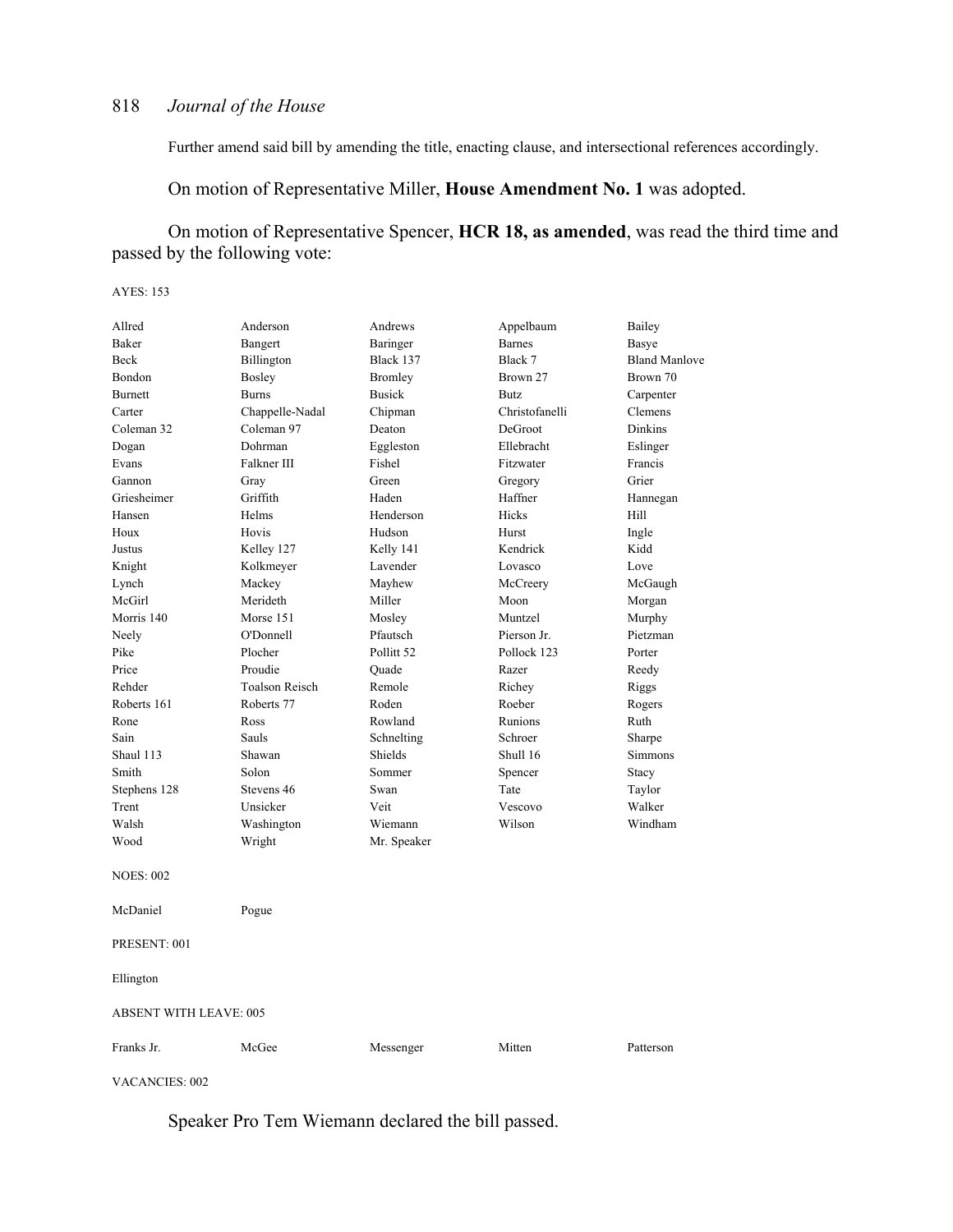Further amend said bill by amending the title, enacting clause, and intersectional references accordingly.

On motion of Representative Miller, **House Amendment No. 1** was adopted.

On motion of Representative Spencer, **HCR 18, as amended**, was read the third time and passed by the following vote:

AYES: 153

| | | | | |
|---|---|---|---|---|
| Allred | Anderson | Andrews | Appelbaum | Bailey |
| Baker | Bangert | Baringer | Barnes | Basye |
| Beck | Billington | Black 137 | Black 7 | Bland Manlove |
| Bondon | Bosley | Bromley | Brown 27 | Brown 70 |
| Burnett | Burns | Busick | Butz | Carpenter |
| Carter | Chappelle-Nadal | Chipman | Christofanelli | Clemens |
| Coleman 32 | Coleman 97 | Deaton | DeGroot | Dinkins |
| Dogan | Dohrman | Eggleston | Ellebracht | Eslinger |
| Evans | Falkner III | Fishel | Fitzwater | Francis |
| Gannon | Gray | Green | Gregory | Grier |
| Griesheimer | Griffith | Haden | Haffner | Hannegan |
| Hansen | Helms | Henderson | Hicks | Hill |
| Houx | Hovis | Hudson | Hurst | Ingle |
| Justus | Kelley 127 | Kelly 141 | Kendrick | Kidd |
| Knight | Kolkmeyer | Lavender | Lovasco | Love |
| Lynch | Mackey | Mayhew | McCreery | McGaugh |
| McGirl | Merideth | Miller | Moon | Morgan |
| Morris 140 | Morse 151 | Mosley | Muntzel | Murphy |
| Neely | O'Donnell | Pfautsch | Pierson Jr. | Pietzman |
| Pike | Plocher | Pollitt 52 | Pollock 123 | Porter |
| Price | Proudie | Quade | Razer | Reedy |
| Rehder | Toalson Reisch | Remole | Richey | Riggs |
| Roberts 161 | Roberts 77 | Roden | Roeber | Rogers |
| Rone | Ross | Rowland | Runions | Ruth |
| Sain | Sauls | Schnelting | Schroer | Sharpe |
| Shaul 113 | Shawan | Shields | Shull 16 | Simmons |
| Smith | Solon | Sommer | Spencer | Stacy |
| Stephens 128 | Stevens 46 | Swan | Tate | Taylor |
| Trent | Unsicker | Veit | Vescovo | Walker |
| Walsh | Washington | Wiemann | Wilson | Windham |
| Wood | Wright | Mr. Speaker | | |

NOES: 002

| | |
|---|---|
| McDaniel | Pogue |

PRESENT: 001

Ellington

ABSENT WITH LEAVE: 005

| | | | | |
|---|---|---|---|---|
| Franks Jr. | McGee | Messenger | Mitten | Patterson |

VACANCIES: 002

Speaker Pro Tem Wiemann declared the bill passed.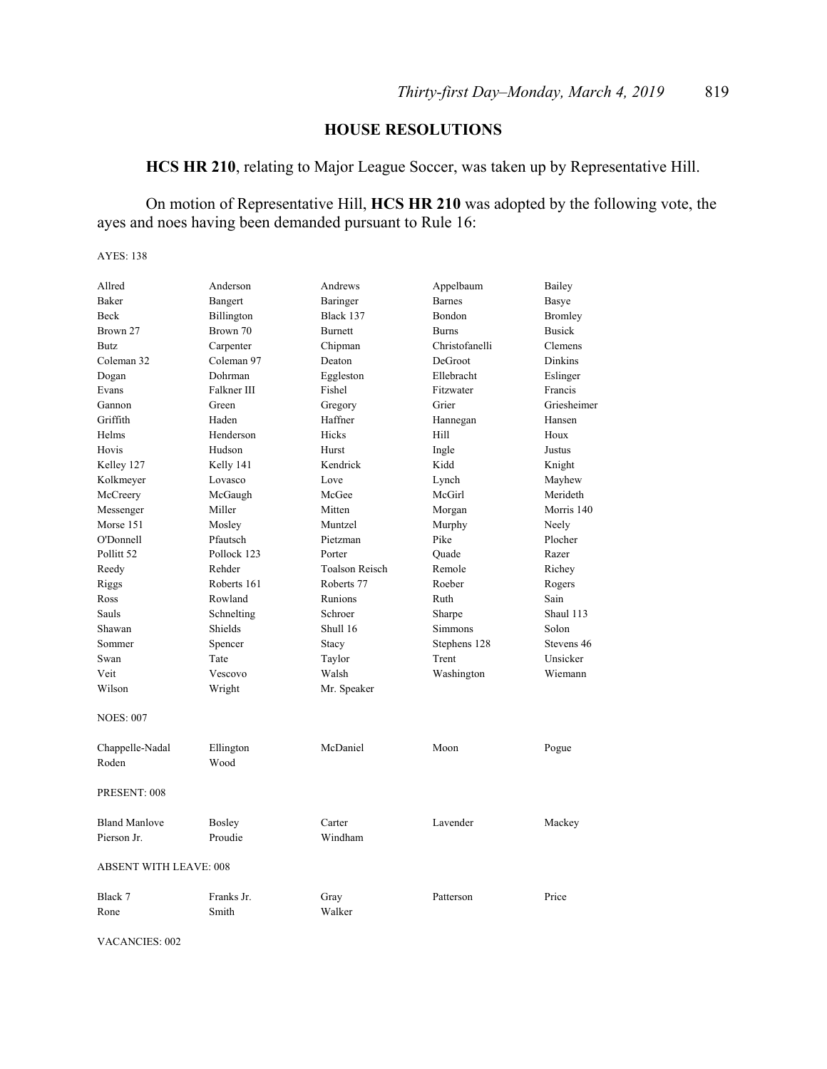## HOUSE RESOLUTIONS

**HCS HR 210**, relating to Major League Soccer, was taken up by Representative Hill.

On motion of Representative Hill, **HCS HR 210** was adopted by the following vote, the ayes and noes having been demanded pursuant to Rule 16:

AYES: 138

| | | | | |
|---|---|---|---|---|
| Allred | Anderson | Andrews | Appelbaum | Bailey |
| Baker | Bangert | Baringer | Barnes | Basye |
| Beck | Billington | Black 137 | Bondon | Bromley |
| Brown 27 | Brown 70 | Burnett | Burns | Busick |
| Butz | Carpenter | Chipman | Christofanelli | Clemens |
| Coleman 32 | Coleman 97 | Deaton | DeGroot | Dinkins |
| Dogan | Dohrman | Eggleston | Ellebracht | Eslinger |
| Evans | Falkner III | Fishel | Fitzwater | Francis |
| Gannon | Green | Gregory | Grier | Griesheimer |
| Griffith | Haden | Haffner | Hannegan | Hansen |
| Helms | Henderson | Hicks | Hill | Houx |
| Hovis | Hudson | Hurst | Ingle | Justus |
| Kelley 127 | Kelly 141 | Kendrick | Kidd | Knight |
| Kolkmeyer | Lovasco | Love | Lynch | Mayhew |
| McCreery | McGaugh | McGee | McGirl | Merideth |
| Messenger | Miller | Mitten | Morgan | Morris 140 |
| Morse 151 | Mosley | Muntzel | Murphy | Neely |
| O'Donnell | Pfautsch | Pietzman | Pike | Plocher |
| Pollitt 52 | Pollock 123 | Porter | Quade | Razer |
| Reedy | Rehder | Toalson Reisch | Remole | Richey |
| Riggs | Roberts 161 | Roberts 77 | Roeber | Rogers |
| Ross | Rowland | Runions | Ruth | Sain |
| Sauls | Schnelting | Schroer | Sharpe | Shaul 113 |
| Shawan | Shields | Shull 16 | Simmons | Solon |
| Sommer | Spencer | Stacy | Stephens 128 | Stevens 46 |
| Swan | Tate | Taylor | Trent | Unsicker |
| Veit | Vescovo | Walsh | Washington | Wiemann |
| Wilson | Wright | Mr. Speaker | | |

NOES: 007

| | | | | |
|---|---|---|---|---|
| Chappelle-Nadal | Ellington | McDaniel | Moon | Pogue |
| Roden | Wood | | | |

PRESENT: 008

| | | | | |
|---|---|---|---|---|
| Bland Manlove | Bosley | Carter | Lavender | Mackey |
| Pierson Jr. | Proudie | Windham | | |

ABSENT WITH LEAVE: 008

| | | | | |
|---|---|---|---|---|
| Black 7 | Franks Jr. | Gray | Patterson | Price |
| Rone | Smith | Walker | | |

VACANCIES: 002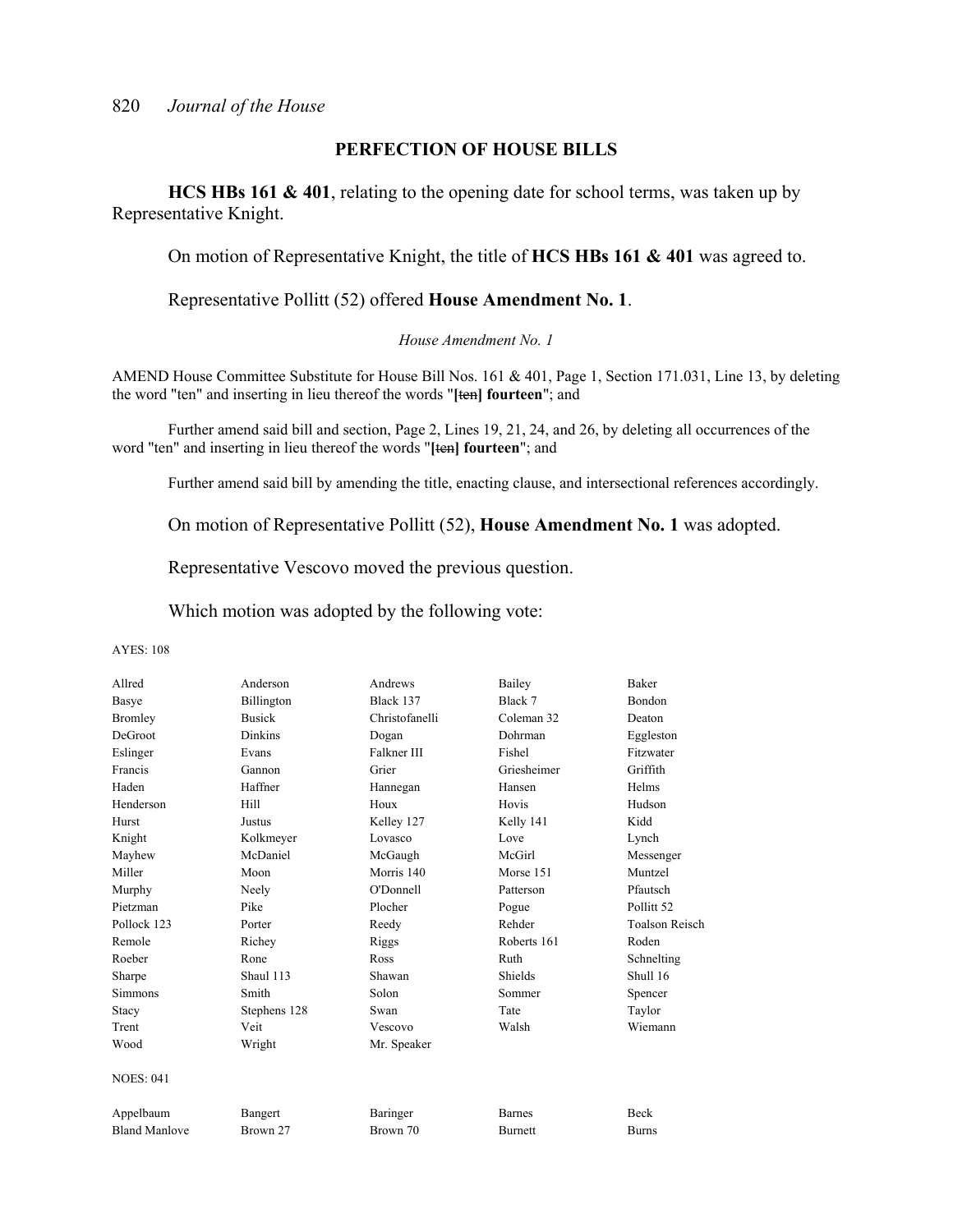## PERFECTION OF HOUSE BILLS

**HCS HBs 161 & 401**, relating to the opening date for school terms, was taken up by Representative Knight.

On motion of Representative Knight, the title of **HCS HBs 161 & 401** was agreed to.

Representative Pollitt (52) offered **House Amendment No. 1**.

*House Amendment No. 1*

AMEND House Committee Substitute for House Bill Nos. 161 & 401, Page 1, Section 171.031, Line 13, by deleting the word "ten" and inserting in lieu thereof the words "**[**~~ten~~**] fourteen**"; and

Further amend said bill and section, Page 2, Lines 19, 21, 24, and 26, by deleting all occurrences of the word "ten" and inserting in lieu thereof the words "**[**~~ten~~**] fourteen**"; and

Further amend said bill by amending the title, enacting clause, and intersectional references accordingly.

On motion of Representative Pollitt (52), **House Amendment No. 1** was adopted.

Representative Vescovo moved the previous question.

Which motion was adopted by the following vote:

AYES: 108

| | | | | |
|---|---|---|---|---|
| Allred | Anderson | Andrews | Bailey | Baker |
| Basye | Billington | Black 137 | Black 7 | Bondon |
| Bromley | Busick | Christofanelli | Coleman 32 | Deaton |
| DeGroot | Dinkins | Dogan | Dohrman | Eggleston |
| Eslinger | Evans | Falkner III | Fishel | Fitzwater |
| Francis | Gannon | Grier | Griesheimer | Griffith |
| Haden | Haffner | Hannegan | Hansen | Helms |
| Henderson | Hill | Houx | Hovis | Hudson |
| Hurst | Justus | Kelley 127 | Kelly 141 | Kidd |
| Knight | Kolkmeyer | Lovasco | Love | Lynch |
| Mayhew | McDaniel | McGaugh | McGirl | Messenger |
| Miller | Moon | Morris 140 | Morse 151 | Muntzel |
| Murphy | Neely | O'Donnell | Patterson | Pfautsch |
| Pietzman | Pike | Plocher | Pogue | Pollitt 52 |
| Pollock 123 | Porter | Reedy | Rehder | Toalson Reisch |
| Remole | Richey | Riggs | Roberts 161 | Roden |
| Roeber | Rone | Ross | Ruth | Schnelting |
| Sharpe | Shaul 113 | Shawan | Shields | Shull 16 |
| Simmons | Smith | Solon | Sommer | Spencer |
| Stacy | Stephens 128 | Swan | Tate | Taylor |
| Trent | Veit | Vescovo | Walsh | Wiemann |
| Wood | Wright | Mr. Speaker | | |

NOES: 041

| | | | | |
|---|---|---|---|---|
| Appelbaum | Bangert | Baringer | Barnes | Beck |
| Bland Manlove | Brown 27 | Brown 70 | Burnett | Burns |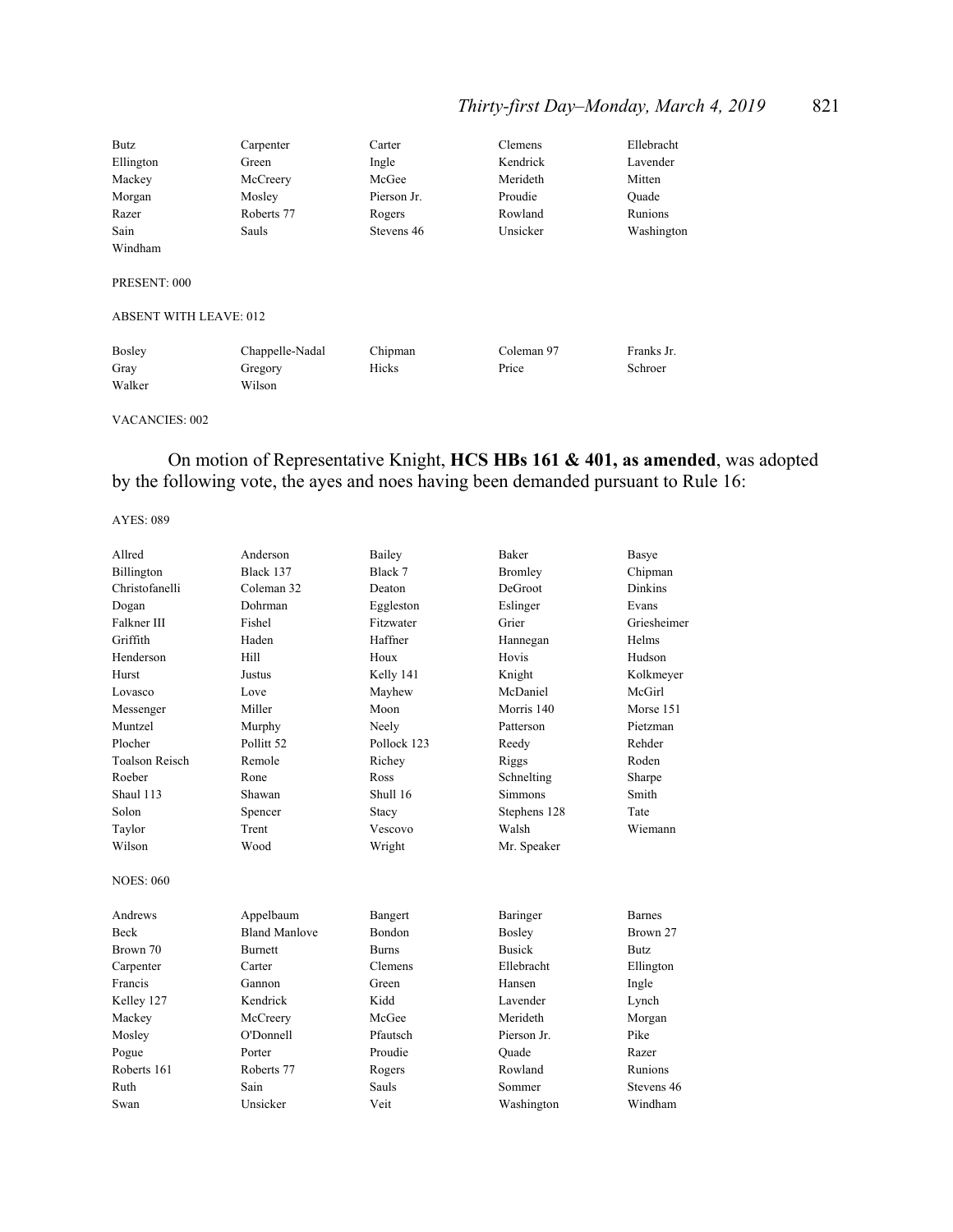| | | | | |
|---|---|---|---|---|
| Butz | Carpenter | Carter | Clemens | Ellebracht |
| Ellington | Green | Ingle | Kendrick | Lavender |
| Mackey | McCreery | McGee | Merideth | Mitten |
| Morgan | Mosley | Pierson Jr. | Proudie | Quade |
| Razer | Roberts 77 | Rogers | Rowland | Runions |
| Sain | Sauls | Stevens 46 | Unsicker | Washington |
| Windham | | | | |

PRESENT: 000

ABSENT WITH LEAVE: 012

| | | | | |
|---|---|---|---|---|
| Bosley | Chappelle-Nadal | Chipman | Coleman 97 | Franks Jr. |
| Gray | Gregory | Hicks | Price | Schroer |
| Walker | Wilson | | | |

VACANCIES: 002

On motion of Representative Knight, **HCS HBs 161 & 401, as amended**, was adopted by the following vote, the ayes and noes having been demanded pursuant to Rule 16:

AYES: 089

| | | | | |
|---|---|---|---|---|
| Allred | Anderson | Bailey | Baker | Basye |
| Billington | Black 137 | Black 7 | Bromley | Chipman |
| Christofanelli | Coleman 32 | Deaton | DeGroot | Dinkins |
| Dogan | Dohrman | Eggleston | Eslinger | Evans |
| Falkner III | Fishel | Fitzwater | Grier | Griesheimer |
| Griffith | Haden | Haffner | Hannegan | Helms |
| Henderson | Hill | Houx | Hovis | Hudson |
| Hurst | Justus | Kelly 141 | Knight | Kolkmeyer |
| Lovasco | Love | Mayhew | McDaniel | McGirl |
| Messenger | Miller | Moon | Morris 140 | Morse 151 |
| Muntzel | Murphy | Neely | Patterson | Pietzman |
| Plocher | Pollitt 52 | Pollock 123 | Reedy | Rehder |
| Toalson Reisch | Remole | Richey | Riggs | Roden |
| Roeber | Rone | Ross | Schnelting | Sharpe |
| Shaul 113 | Shawan | Shull 16 | Simmons | Smith |
| Solon | Spencer | Stacy | Stephens 128 | Tate |
| Taylor | Trent | Vescovo | Walsh | Wiemann |
| Wilson | Wood | Wright | Mr. Speaker | |

NOES: 060

| | | | | |
|---|---|---|---|---|
| Andrews | Appelbaum | Bangert | Baringer | Barnes |
| Beck | Bland Manlove | Bondon | Bosley | Brown 27 |
| Brown 70 | Burnett | Burns | Busick | Butz |
| Carpenter | Carter | Clemens | Ellebracht | Ellington |
| Francis | Gannon | Green | Hansen | Ingle |
| Kelley 127 | Kendrick | Kidd | Lavender | Lynch |
| Mackey | McCreery | McGee | Merideth | Morgan |
| Mosley | O'Donnell | Pfautsch | Pierson Jr. | Pike |
| Pogue | Porter | Proudie | Quade | Razer |
| Roberts 161 | Roberts 77 | Rogers | Rowland | Runions |
| Ruth | Sain | Sauls | Sommer | Stevens 46 |
| Swan | Unsicker | Veit | Washington | Windham |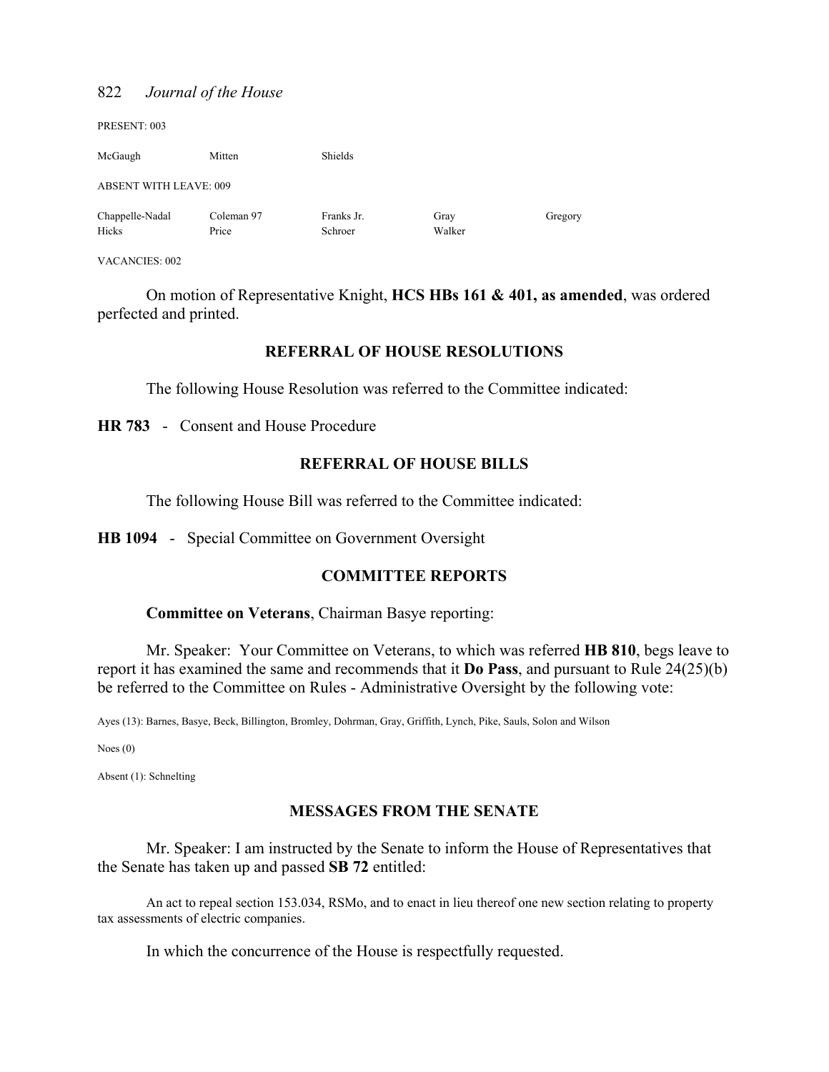PRESENT: 003

| | | |
|---|---|---|
| McGaugh | Mitten | Shields |

ABSENT WITH LEAVE: 009

| | | | | |
|---|---|---|---|---|
| Chappelle-Nadal | Coleman 97 | Franks Jr. | Gray | Gregory |
| Hicks | Price | Schroer | Walker | |

VACANCIES: 002

On motion of Representative Knight, **HCS HBs 161 & 401, as amended**, was ordered perfected and printed.

## REFERRAL OF HOUSE RESOLUTIONS

The following House Resolution was referred to the Committee indicated:

**HR 783** - Consent and House Procedure

## REFERRAL OF HOUSE BILLS

The following House Bill was referred to the Committee indicated:

**HB 1094** - Special Committee on Government Oversight

## COMMITTEE REPORTS

**Committee on Veterans**, Chairman Basye reporting:

Mr. Speaker: Your Committee on Veterans, to which was referred **HB 810**, begs leave to report it has examined the same and recommends that it **Do Pass**, and pursuant to Rule 24(25)(b) be referred to the Committee on Rules - Administrative Oversight by the following vote:

Ayes (13): Barnes, Basye, Beck, Billington, Bromley, Dohrman, Gray, Griffith, Lynch, Pike, Sauls, Solon and Wilson

Noes (0)

Absent (1): Schnelting

## MESSAGES FROM THE SENATE

Mr. Speaker: I am instructed by the Senate to inform the House of Representatives that the Senate has taken up and passed **SB 72** entitled:

An act to repeal section 153.034, RSMo, and to enact in lieu thereof one new section relating to property tax assessments of electric companies.

In which the concurrence of the House is respectfully requested.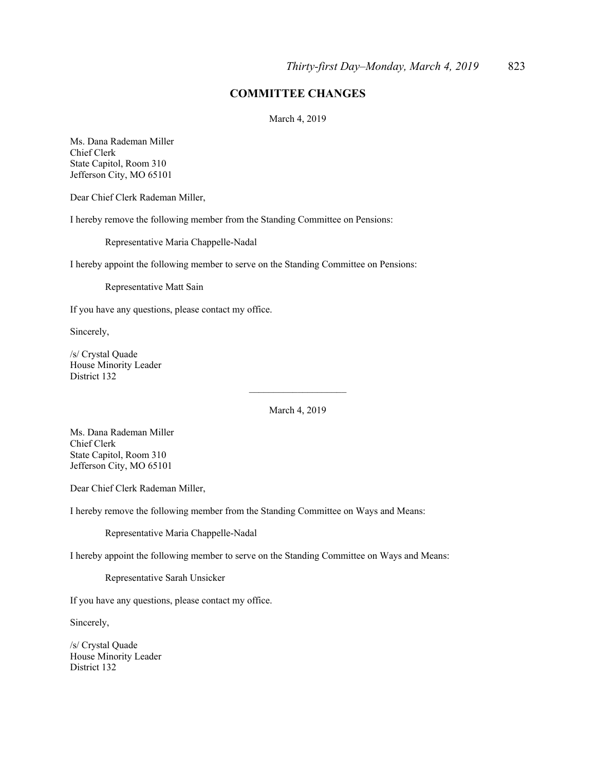## COMMITTEE CHANGES

March 4, 2019

Ms. Dana Rademan Miller
Chief Clerk
State Capitol, Room 310
Jefferson City, MO 65101

Dear Chief Clerk Rademan Miller,

I hereby remove the following member from the Standing Committee on Pensions:

Representative Maria Chappelle-Nadal

I hereby appoint the following member to serve on the Standing Committee on Pensions:

Representative Matt Sain

If you have any questions, please contact my office.

Sincerely,

/s/ Crystal Quade
House Minority Leader
District 132

---

March 4, 2019

Ms. Dana Rademan Miller
Chief Clerk
State Capitol, Room 310
Jefferson City, MO 65101

Dear Chief Clerk Rademan Miller,

I hereby remove the following member from the Standing Committee on Ways and Means:

Representative Maria Chappelle-Nadal

I hereby appoint the following member to serve on the Standing Committee on Ways and Means:

Representative Sarah Unsicker

If you have any questions, please contact my office.

Sincerely,

/s/ Crystal Quade
House Minority Leader
District 132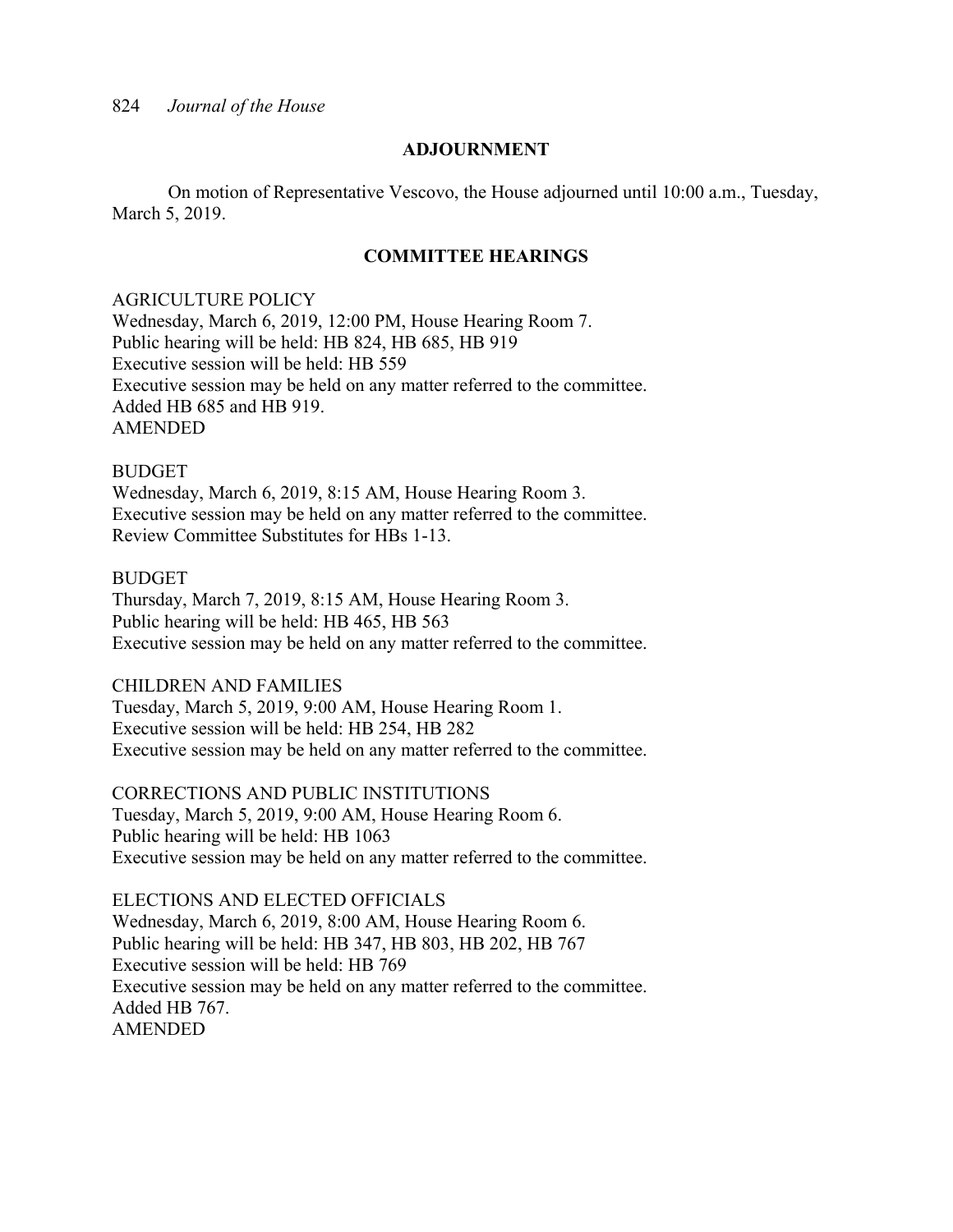## ADJOURNMENT

On motion of Representative Vescovo, the House adjourned until 10:00 a.m., Tuesday, March 5, 2019.

## COMMITTEE HEARINGS

AGRICULTURE POLICY
Wednesday, March 6, 2019, 12:00 PM, House Hearing Room 7.
Public hearing will be held: HB 824, HB 685, HB 919
Executive session will be held: HB 559
Executive session may be held on any matter referred to the committee.
Added HB 685 and HB 919.
AMENDED

BUDGET
Wednesday, March 6, 2019, 8:15 AM, House Hearing Room 3.
Executive session may be held on any matter referred to the committee.
Review Committee Substitutes for HBs 1-13.

BUDGET
Thursday, March 7, 2019, 8:15 AM, House Hearing Room 3.
Public hearing will be held: HB 465, HB 563
Executive session may be held on any matter referred to the committee.

CHILDREN AND FAMILIES
Tuesday, March 5, 2019, 9:00 AM, House Hearing Room 1.
Executive session will be held: HB 254, HB 282
Executive session may be held on any matter referred to the committee.

CORRECTIONS AND PUBLIC INSTITUTIONS
Tuesday, March 5, 2019, 9:00 AM, House Hearing Room 6.
Public hearing will be held: HB 1063
Executive session may be held on any matter referred to the committee.

ELECTIONS AND ELECTED OFFICIALS
Wednesday, March 6, 2019, 8:00 AM, House Hearing Room 6.
Public hearing will be held: HB 347, HB 803, HB 202, HB 767
Executive session will be held: HB 769
Executive session may be held on any matter referred to the committee.
Added HB 767.
AMENDED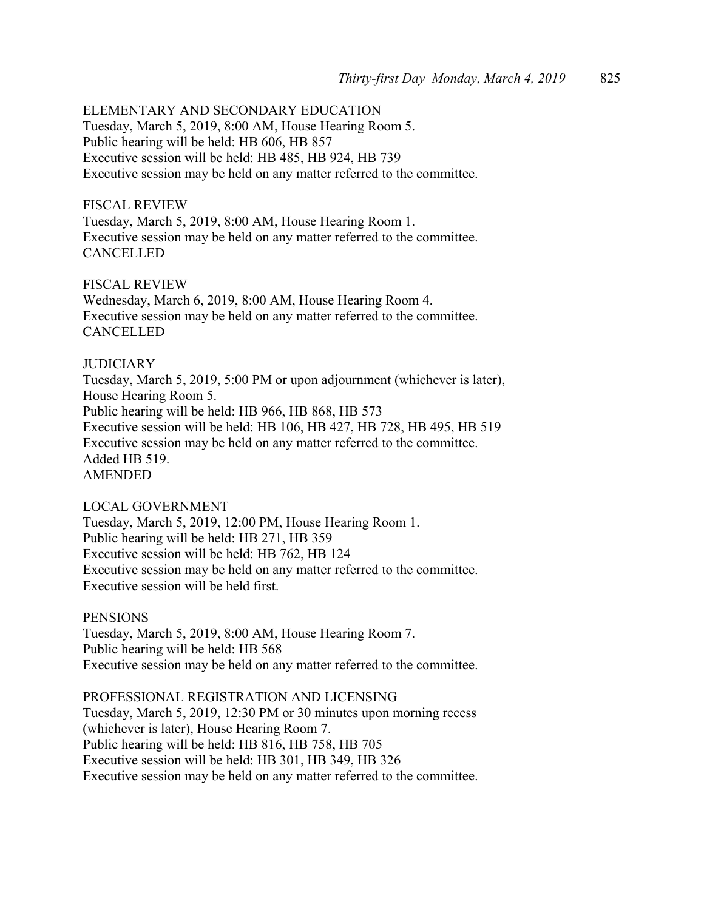ELEMENTARY AND SECONDARY EDUCATION
Tuesday, March 5, 2019, 8:00 AM, House Hearing Room 5.
Public hearing will be held: HB 606, HB 857
Executive session will be held: HB 485, HB 924, HB 739
Executive session may be held on any matter referred to the committee.

FISCAL REVIEW
Tuesday, March 5, 2019, 8:00 AM, House Hearing Room 1.
Executive session may be held on any matter referred to the committee.
CANCELLED

FISCAL REVIEW
Wednesday, March 6, 2019, 8:00 AM, House Hearing Room 4.
Executive session may be held on any matter referred to the committee.
CANCELLED

JUDICIARY
Tuesday, March 5, 2019, 5:00 PM or upon adjournment (whichever is later), House Hearing Room 5.
Public hearing will be held: HB 966, HB 868, HB 573
Executive session will be held: HB 106, HB 427, HB 728, HB 495, HB 519
Executive session may be held on any matter referred to the committee.
Added HB 519.
AMENDED

LOCAL GOVERNMENT
Tuesday, March 5, 2019, 12:00 PM, House Hearing Room 1.
Public hearing will be held: HB 271, HB 359
Executive session will be held: HB 762, HB 124
Executive session may be held on any matter referred to the committee.
Executive session will be held first.

PENSIONS
Tuesday, March 5, 2019, 8:00 AM, House Hearing Room 7.
Public hearing will be held: HB 568
Executive session may be held on any matter referred to the committee.

PROFESSIONAL REGISTRATION AND LICENSING
Tuesday, March 5, 2019, 12:30 PM or 30 minutes upon morning recess (whichever is later), House Hearing Room 7.
Public hearing will be held: HB 816, HB 758, HB 705
Executive session will be held: HB 301, HB 349, HB 326
Executive session may be held on any matter referred to the committee.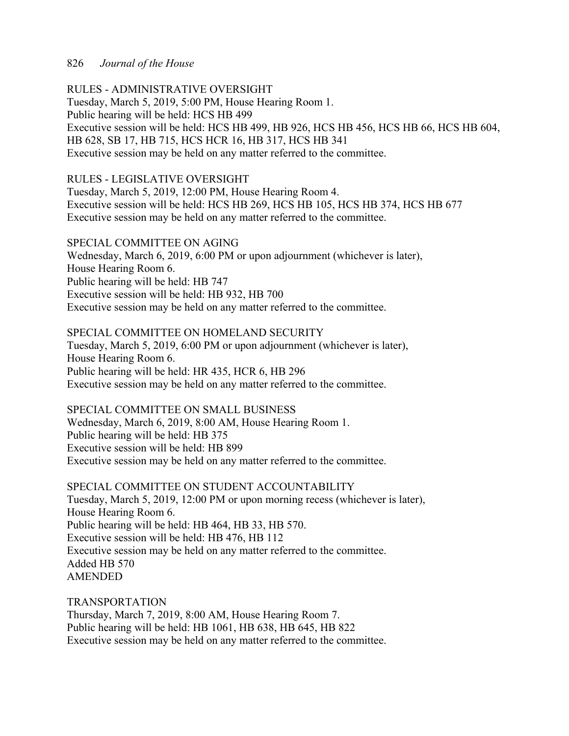RULES - ADMINISTRATIVE OVERSIGHT
Tuesday, March 5, 2019, 5:00 PM, House Hearing Room 1.
Public hearing will be held: HCS HB 499
Executive session will be held: HCS HB 499, HB 926, HCS HB 456, HCS HB 66, HCS HB 604, HB 628, SB 17, HB 715, HCS HCR 16, HB 317, HCS HB 341
Executive session may be held on any matter referred to the committee.

RULES - LEGISLATIVE OVERSIGHT
Tuesday, March 5, 2019, 12:00 PM, House Hearing Room 4.
Executive session will be held: HCS HB 269, HCS HB 105, HCS HB 374, HCS HB 677
Executive session may be held on any matter referred to the committee.

SPECIAL COMMITTEE ON AGING
Wednesday, March 6, 2019, 6:00 PM or upon adjournment (whichever is later),
House Hearing Room 6.
Public hearing will be held: HB 747
Executive session will be held: HB 932, HB 700
Executive session may be held on any matter referred to the committee.

SPECIAL COMMITTEE ON HOMELAND SECURITY
Tuesday, March 5, 2019, 6:00 PM or upon adjournment (whichever is later),
House Hearing Room 6.
Public hearing will be held: HR 435, HCR 6, HB 296
Executive session may be held on any matter referred to the committee.

SPECIAL COMMITTEE ON SMALL BUSINESS
Wednesday, March 6, 2019, 8:00 AM, House Hearing Room 1.
Public hearing will be held: HB 375
Executive session will be held: HB 899
Executive session may be held on any matter referred to the committee.

SPECIAL COMMITTEE ON STUDENT ACCOUNTABILITY
Tuesday, March 5, 2019, 12:00 PM or upon morning recess (whichever is later),
House Hearing Room 6.
Public hearing will be held: HB 464, HB 33, HB 570.
Executive session will be held: HB 476, HB 112
Executive session may be held on any matter referred to the committee.
Added HB 570
AMENDED

TRANSPORTATION
Thursday, March 7, 2019, 8:00 AM, House Hearing Room 7.
Public hearing will be held: HB 1061, HB 638, HB 645, HB 822
Executive session may be held on any matter referred to the committee.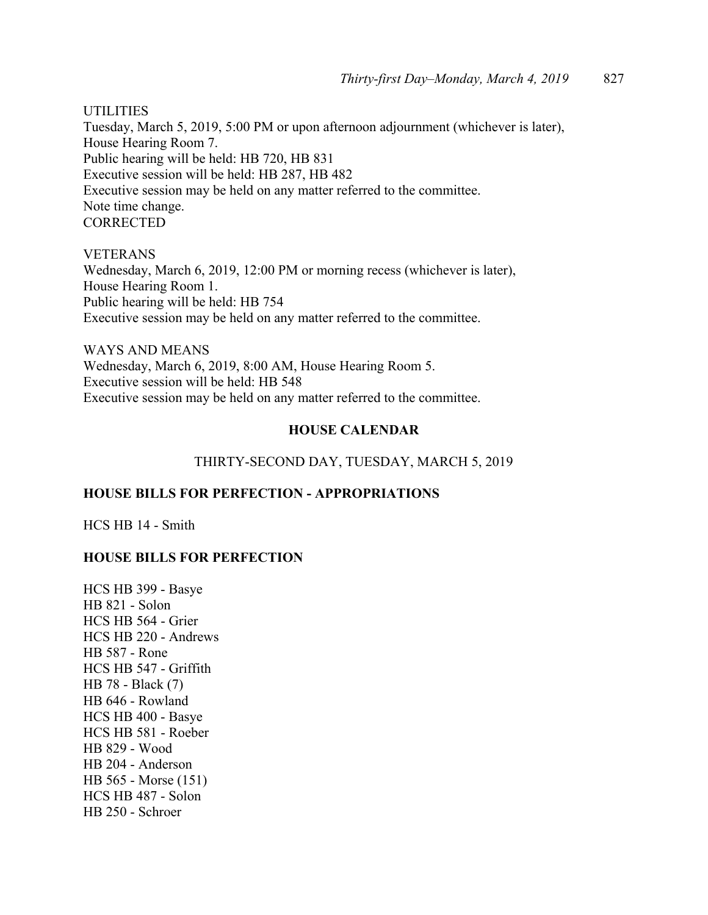UTILITIES
Tuesday, March 5, 2019, 5:00 PM or upon afternoon adjournment (whichever is later), House Hearing Room 7.
Public hearing will be held: HB 720, HB 831
Executive session will be held: HB 287, HB 482
Executive session may be held on any matter referred to the committee.
Note time change.
CORRECTED

VETERANS
Wednesday, March 6, 2019, 12:00 PM or morning recess (whichever is later), House Hearing Room 1.
Public hearing will be held: HB 754
Executive session may be held on any matter referred to the committee.

WAYS AND MEANS
Wednesday, March 6, 2019, 8:00 AM, House Hearing Room 5.
Executive session will be held: HB 548
Executive session may be held on any matter referred to the committee.

## HOUSE CALENDAR

THIRTY-SECOND DAY, TUESDAY, MARCH 5, 2019

### HOUSE BILLS FOR PERFECTION - APPROPRIATIONS

HCS HB 14 - Smith

### HOUSE BILLS FOR PERFECTION

HCS HB 399 - Basye
HB 821 - Solon
HCS HB 564 - Grier
HCS HB 220 - Andrews
HB 587 - Rone
HCS HB 547 - Griffith
HB 78 - Black (7)
HB 646 - Rowland
HCS HB 400 - Basye
HCS HB 581 - Roeber
HB 829 - Wood
HB 204 - Anderson
HB 565 - Morse (151)
HCS HB 487 - Solon
HB 250 - Schroer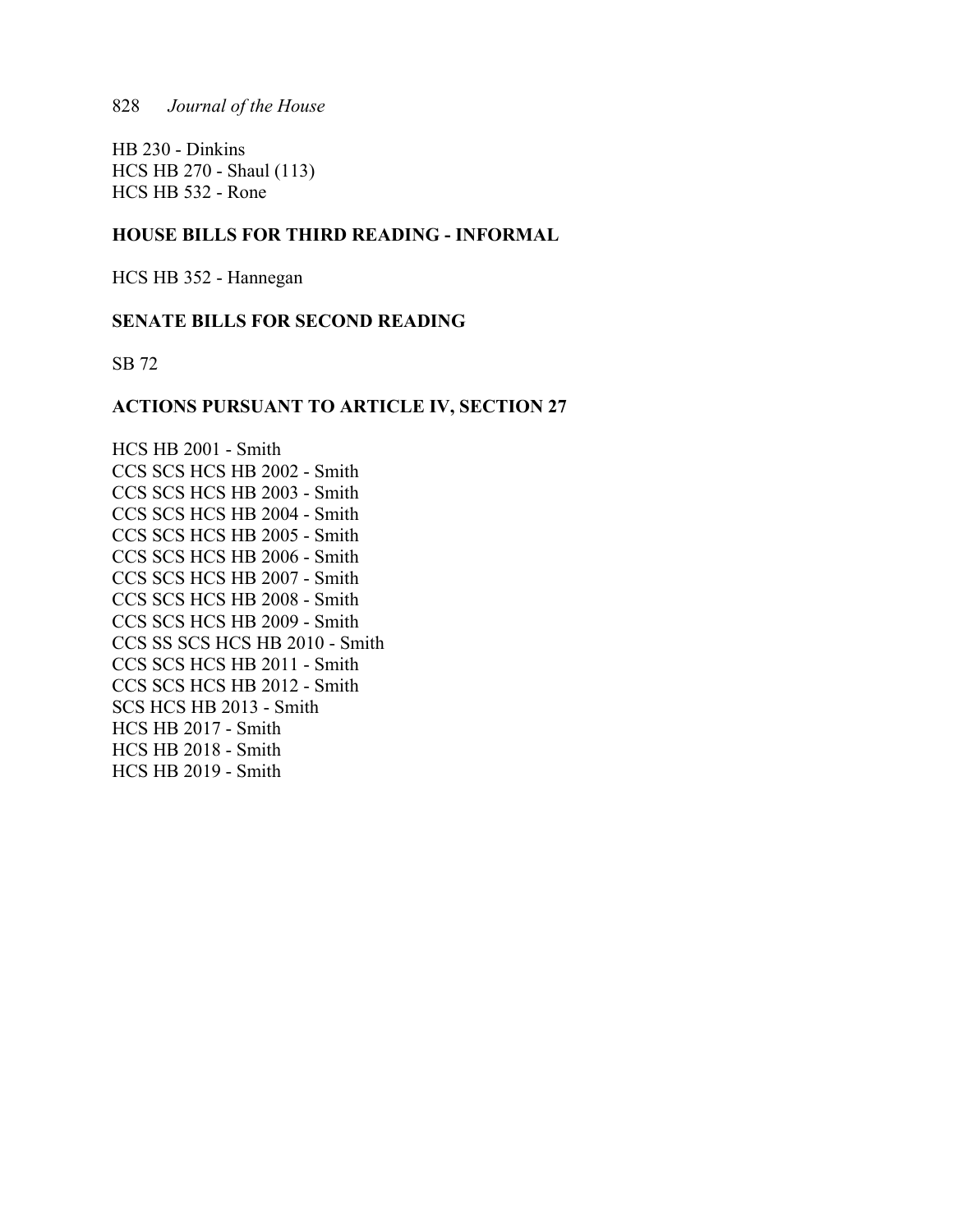HB 230 - Dinkins
HCS HB 270 - Shaul (113)
HCS HB 532 - Rone

**HOUSE BILLS FOR THIRD READING - INFORMAL**

HCS HB 352 - Hannegan

**SENATE BILLS FOR SECOND READING**

SB 72

**ACTIONS PURSUANT TO ARTICLE IV, SECTION 27**

HCS HB 2001 - Smith
CCS SCS HCS HB 2002 - Smith
CCS SCS HCS HB 2003 - Smith
CCS SCS HCS HB 2004 - Smith
CCS SCS HCS HB 2005 - Smith
CCS SCS HCS HB 2006 - Smith
CCS SCS HCS HB 2007 - Smith
CCS SCS HCS HB 2008 - Smith
CCS SCS HCS HB 2009 - Smith
CCS SS SCS HCS HB 2010 - Smith
CCS SCS HCS HB 2011 - Smith
CCS SCS HCS HB 2012 - Smith
SCS HCS HB 2013 - Smith
HCS HB 2017 - Smith
HCS HB 2018 - Smith
HCS HB 2019 - Smith